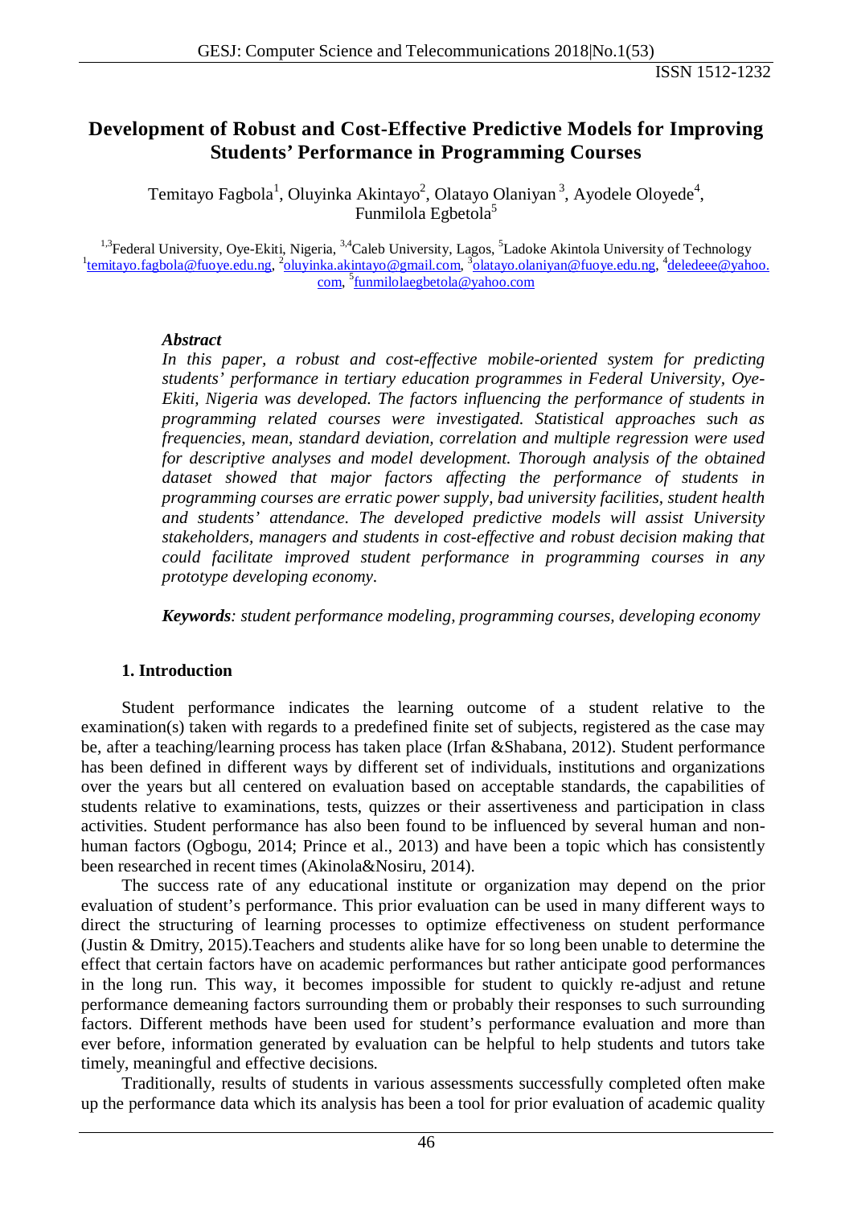# Development of Robust and Cost-Effective Predictive Models for Improving Students' Performance in Programming Courses

Temitayo Fagbola[1], Oluyinka Akintayo[2], Olatayo Olaniyan[3], Ayodele Oloyede[4], Funmilola Egbetola[5]

[1,3]Federal University, Oye-Ekiti, Nigeria, [3,4]Caleb University, Lagos, [5]Ladoke Akintola University of Technology
[1]temitayo.fagbola@fuoye.edu.ng, [2]oluyinka.akintayo@gmail.com, [3]olatayo.olaniyan@fuoye.edu.ng, [4]deledeee@yahoo.com, [5]funmilolaegbetola@yahoo.com

***Abstract***

*In this paper, a robust and cost-effective mobile-oriented system for predicting students' performance in tertiary education programmes in Federal University, Oye-Ekiti, Nigeria was developed. The factors influencing the performance of students in programming related courses were investigated. Statistical approaches such as frequencies, mean, standard deviation, correlation and multiple regression were used for descriptive analyses and model development. Thorough analysis of the obtained dataset showed that major factors affecting the performance of students in programming courses are erratic power supply, bad university facilities, student health and students' attendance. The developed predictive models will assist University stakeholders, managers and students in cost-effective and robust decision making that could facilitate improved student performance in programming courses in any prototype developing economy.*

***Keywords****: student performance modeling, programming courses, developing economy*

## 1. Introduction

Student performance indicates the learning outcome of a student relative to the examination(s) taken with regards to a predefined finite set of subjects, registered as the case may be, after a teaching/learning process has taken place (Irfan &Shabana, 2012). Student performance has been defined in different ways by different set of individuals, institutions and organizations over the years but all centered on evaluation based on acceptable standards, the capabilities of students relative to examinations, tests, quizzes or their assertiveness and participation in class activities. Student performance has also been found to be influenced by several human and non-human factors (Ogbogu, 2014; Prince et al., 2013) and have been a topic which has consistently been researched in recent times (Akinola&Nosiru, 2014).

The success rate of any educational institute or organization may depend on the prior evaluation of student's performance. This prior evaluation can be used in many different ways to direct the structuring of learning processes to optimize effectiveness on student performance (Justin & Dmitry, 2015).Teachers and students alike have for so long been unable to determine the effect that certain factors have on academic performances but rather anticipate good performances in the long run. This way, it becomes impossible for student to quickly re-adjust and retune performance demeaning factors surrounding them or probably their responses to such surrounding factors. Different methods have been used for student's performance evaluation and more than ever before, information generated by evaluation can be helpful to help students and tutors take timely, meaningful and effective decisions.

Traditionally, results of students in various assessments successfully completed often make up the performance data which its analysis has been a tool for prior evaluation of academic quality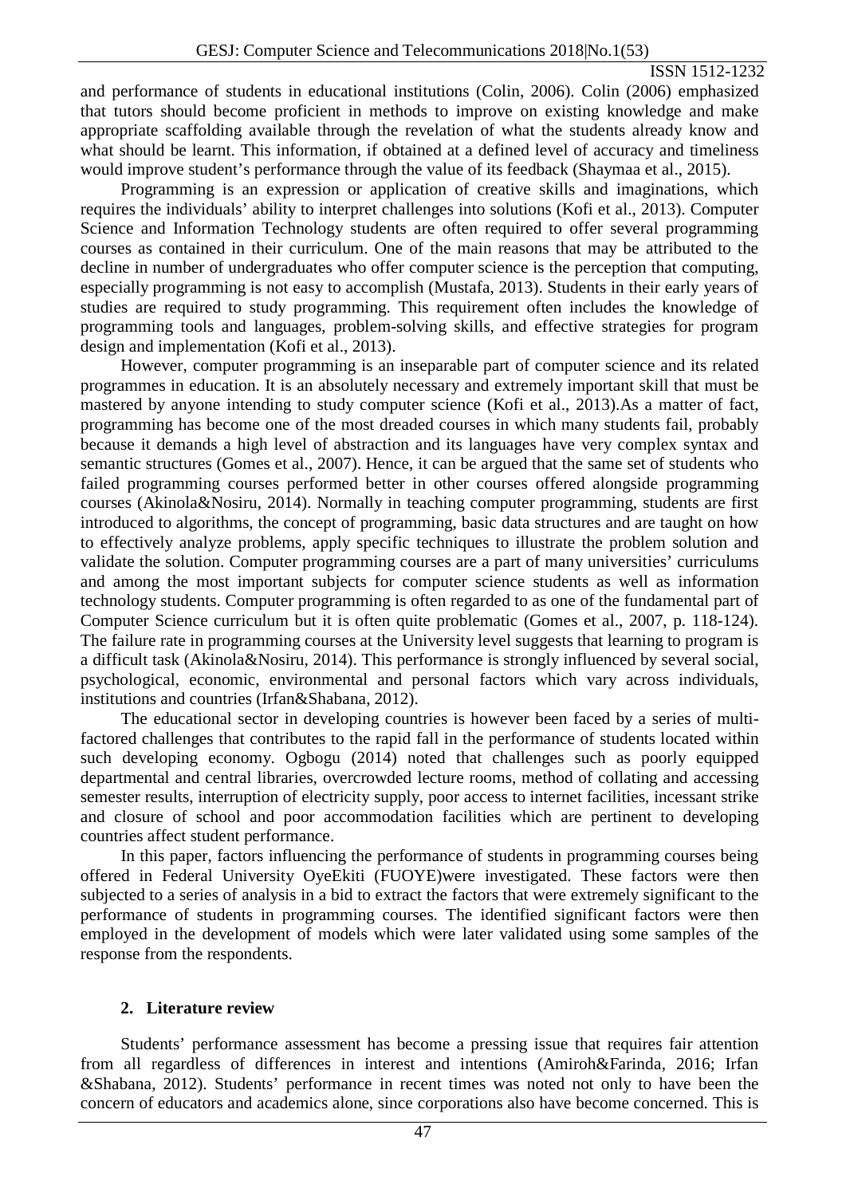and performance of students in educational institutions (Colin, 2006). Colin (2006) emphasized that tutors should become proficient in methods to improve on existing knowledge and make appropriate scaffolding available through the revelation of what the students already know and what should be learnt. This information, if obtained at a defined level of accuracy and timeliness would improve student's performance through the value of its feedback (Shaymaa et al., 2015).

Programming is an expression or application of creative skills and imaginations, which requires the individuals' ability to interpret challenges into solutions (Kofi et al., 2013). Computer Science and Information Technology students are often required to offer several programming courses as contained in their curriculum. One of the main reasons that may be attributed to the decline in number of undergraduates who offer computer science is the perception that computing, especially programming is not easy to accomplish (Mustafa, 2013). Students in their early years of studies are required to study programming. This requirement often includes the knowledge of programming tools and languages, problem-solving skills, and effective strategies for program design and implementation (Kofi et al., 2013).

However, computer programming is an inseparable part of computer science and its related programmes in education. It is an absolutely necessary and extremely important skill that must be mastered by anyone intending to study computer science (Kofi et al., 2013).As a matter of fact, programming has become one of the most dreaded courses in which many students fail, probably because it demands a high level of abstraction and its languages have very complex syntax and semantic structures (Gomes et al., 2007). Hence, it can be argued that the same set of students who failed programming courses performed better in other courses offered alongside programming courses (Akinola&Nosiru, 2014). Normally in teaching computer programming, students are first introduced to algorithms, the concept of programming, basic data structures and are taught on how to effectively analyze problems, apply specific techniques to illustrate the problem solution and validate the solution. Computer programming courses are a part of many universities' curriculums and among the most important subjects for computer science students as well as information technology students. Computer programming is often regarded to as one of the fundamental part of Computer Science curriculum but it is often quite problematic (Gomes et al., 2007, p. 118-124). The failure rate in programming courses at the University level suggests that learning to program is a difficult task (Akinola&Nosiru, 2014). This performance is strongly influenced by several social, psychological, economic, environmental and personal factors which vary across individuals, institutions and countries (Irfan&Shabana, 2012).

The educational sector in developing countries is however been faced by a series of multi-factored challenges that contributes to the rapid fall in the performance of students located within such developing economy. Ogbogu (2014) noted that challenges such as poorly equipped departmental and central libraries, overcrowded lecture rooms, method of collating and accessing semester results, interruption of electricity supply, poor access to internet facilities, incessant strike and closure of school and poor accommodation facilities which are pertinent to developing countries affect student performance.

In this paper, factors influencing the performance of students in programming courses being offered in Federal University OyeEkiti (FUOYE)were investigated. These factors were then subjected to a series of analysis in a bid to extract the factors that were extremely significant to the performance of students in programming courses. The identified significant factors were then employed in the development of models which were later validated using some samples of the response from the respondents.

## 2. Literature review

Students' performance assessment has become a pressing issue that requires fair attention from all regardless of differences in interest and intentions (Amiroh&Farinda, 2016; Irfan &Shabana, 2012). Students' performance in recent times was noted not only to have been the concern of educators and academics alone, since corporations also have become concerned. This is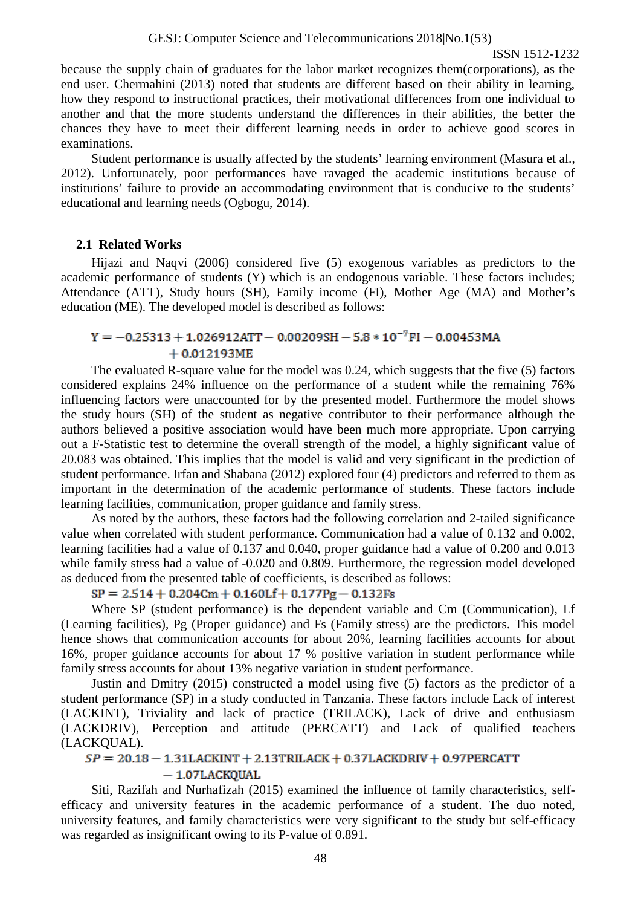because the supply chain of graduates for the labor market recognizes them(corporations), as the end user. Chermahini (2013) noted that students are different based on their ability in learning, how they respond to instructional practices, their motivational differences from one individual to another and that the more students understand the differences in their abilities, the better the chances they have to meet their different learning needs in order to achieve good scores in examinations.

Student performance is usually affected by the students' learning environment (Masura et al., 2012). Unfortunately, poor performances have ravaged the academic institutions because of institutions' failure to provide an accommodating environment that is conducive to the students' educational and learning needs (Ogbogu, 2014).

## 2.1 Related Works

Hijazi and Naqvi (2006) considered five (5) exogenous variables as predictors to the academic performance of students (Y) which is an endogenous variable. These factors includes; Attendance (ATT), Study hours (SH), Family income (FI), Mother Age (MA) and Mother's education (ME). The developed model is described as follows:

$$Y = -0.25313 + 1.026912ATT - 0.00209SH - 5.8 * 10^{-7}FI - 0.00453MA + 0.012193ME$$

The evaluated R-square value for the model was 0.24, which suggests that the five (5) factors considered explains 24% influence on the performance of a student while the remaining 76% influencing factors were unaccounted for by the presented model. Furthermore the model shows the study hours (SH) of the student as negative contributor to their performance although the authors believed a positive association would have been much more appropriate. Upon carrying out a F-Statistic test to determine the overall strength of the model, a highly significant value of 20.083 was obtained. This implies that the model is valid and very significant in the prediction of student performance. Irfan and Shabana (2012) explored four (4) predictors and referred to them as important in the determination of the academic performance of students. These factors include learning facilities, communication, proper guidance and family stress.

As noted by the authors, these factors had the following correlation and 2-tailed significance value when correlated with student performance. Communication had a value of 0.132 and 0.002, learning facilities had a value of 0.137 and 0.040, proper guidance had a value of 0.200 and 0.013 while family stress had a value of -0.020 and 0.809. Furthermore, the regression model developed as deduced from the presented table of coefficients, is described as follows:

$$SP = 2.514 + 0.204Cm + 0.160Lf + 0.177Pg - 0.132Fs$$

Where SP (student performance) is the dependent variable and Cm (Communication), Lf (Learning facilities), Pg (Proper guidance) and Fs (Family stress) are the predictors. This model hence shows that communication accounts for about 20%, learning facilities accounts for about 16%, proper guidance accounts for about 17 % positive variation in student performance while family stress accounts for about 13% negative variation in student performance.

Justin and Dmitry (2015) constructed a model using five (5) factors as the predictor of a student performance (SP) in a study conducted in Tanzania. These factors include Lack of interest (LACKINT), Triviality and lack of practice (TRILACK), Lack of drive and enthusiasm (LACKDRIV), Perception and attitude (PERCATT) and Lack of qualified teachers (LACKQUAL).

$$SP = 20.18 - 1.31LACKINT + 2.13TRILACK + 0.37LACKDRIV + 0.97PERCATT - 1.07LACKQUAL$$

Siti, Razifah and Nurhafizah (2015) examined the influence of family characteristics, self-efficacy and university features in the academic performance of a student. The duo noted, university features, and family characteristics were very significant to the study but self-efficacy was regarded as insignificant owing to its P-value of 0.891.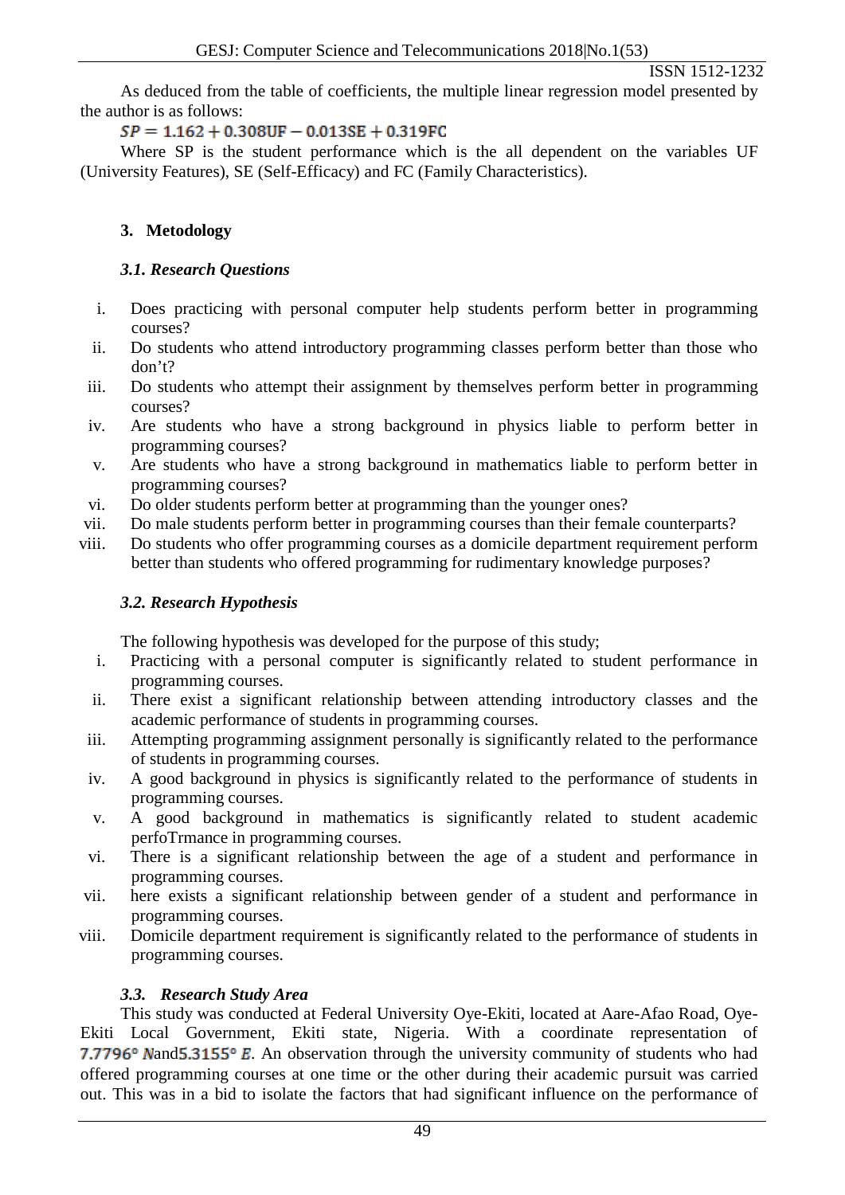As deduced from the table of coefficients, the multiple linear regression model presented by the author is as follows:

$$SP = 1.162 + 0.308UF - 0.013SE + 0.319FC$$

Where SP is the student performance which is the all dependent on the variables UF (University Features), SE (Self-Efficacy) and FC (Family Characteristics).

## 3. Metodology

### *3.1. Research Questions*

i. Does practicing with personal computer help students perform better in programming courses?
ii. Do students who attend introductory programming classes perform better than those who don't?
iii. Do students who attempt their assignment by themselves perform better in programming courses?
iv. Are students who have a strong background in physics liable to perform better in programming courses?
v. Are students who have a strong background in mathematics liable to perform better in programming courses?
vi. Do older students perform better at programming than the younger ones?
vii. Do male students perform better in programming courses than their female counterparts?
viii. Do students who offer programming courses as a domicile department requirement perform better than students who offered programming for rudimentary knowledge purposes?

### *3.2. Research Hypothesis*

The following hypothesis was developed for the purpose of this study;

i. Practicing with a personal computer is significantly related to student performance in programming courses.
ii. There exist a significant relationship between attending introductory classes and the academic performance of students in programming courses.
iii. Attempting programming assignment personally is significantly related to the performance of students in programming courses.
iv. A good background in physics is significantly related to the performance of students in programming courses.
v. A good background in mathematics is significantly related to student academic perfoTrmance in programming courses.
vi. There is a significant relationship between the age of a student and performance in programming courses.
vii. here exists a significant relationship between gender of a student and performance in programming courses.
viii. Domicile department requirement is significantly related to the performance of students in programming courses.

### *3.3. Research Study Area*

This study was conducted at Federal University Oye-Ekiti, located at Aare-Afao Road, Oye-Ekiti Local Government, Ekiti state, Nigeria. With a coordinate representation of $7.7796° N$and$5.3155° E$. An observation through the university community of students who had offered programming courses at one time or the other during their academic pursuit was carried out. This was in a bid to isolate the factors that had significant influence on the performance of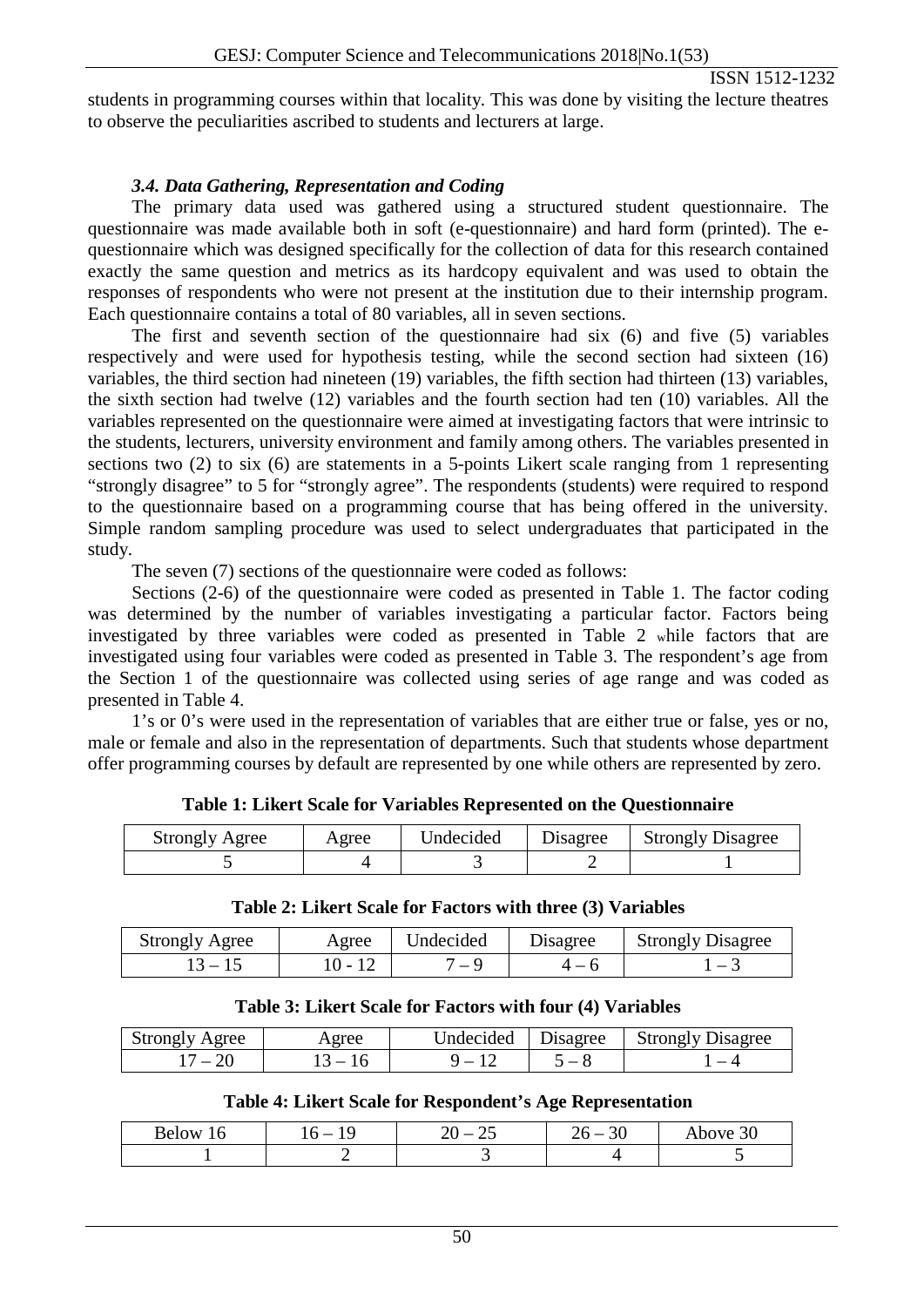students in programming courses within that locality. This was done by visiting the lecture theatres to observe the peculiarities ascribed to students and lecturers at large.

### *3.4. Data Gathering, Representation and Coding*

The primary data used was gathered using a structured student questionnaire. The questionnaire was made available both in soft (e-questionnaire) and hard form (printed). The e-questionnaire which was designed specifically for the collection of data for this research contained exactly the same question and metrics as its hardcopy equivalent and was used to obtain the responses of respondents who were not present at the institution due to their internship program. Each questionnaire contains a total of 80 variables, all in seven sections.

The first and seventh section of the questionnaire had six (6) and five (5) variables respectively and were used for hypothesis testing, while the second section had sixteen (16) variables, the third section had nineteen (19) variables, the fifth section had thirteen (13) variables, the sixth section had twelve (12) variables and the fourth section had ten (10) variables. All the variables represented on the questionnaire were aimed at investigating factors that were intrinsic to the students, lecturers, university environment and family among others. The variables presented in sections two (2) to six (6) are statements in a 5-points Likert scale ranging from 1 representing "strongly disagree" to 5 for "strongly agree". The respondents (students) were required to respond to the questionnaire based on a programming course that has being offered in the university. Simple random sampling procedure was used to select undergraduates that participated in the study.

The seven (7) sections of the questionnaire were coded as follows:

Sections (2-6) of the questionnaire were coded as presented in Table 1. The factor coding was determined by the number of variables investigating a particular factor. Factors being investigated by three variables were coded as presented in Table 2 while factors that are investigated using four variables were coded as presented in Table 3. The respondent's age from the Section 1 of the questionnaire was collected using series of age range and was coded as presented in Table 4.

1's or 0's were used in the representation of variables that are either true or false, yes or no, male or female and also in the representation of departments. Such that students whose department offer programming courses by default are represented by one while others are represented by zero.

**Table 1: Likert Scale for Variables Represented on the Questionnaire**

| Strongly Agree | Agree | Undecided | Disagree | Strongly Disagree |
|---|---|---|---|---|
| 5 | 4 | 3 | 2 | 1 |

**Table 2: Likert Scale for Factors with three (3) Variables**

| Strongly Agree | Agree | Undecided | Disagree | Strongly Disagree |
|---|---|---|---|---|
| 13 – 15 | 10 - 12 | 7 – 9 | 4 – 6 | 1 – 3 |

**Table 3: Likert Scale for Factors with four (4) Variables**

| Strongly Agree | Agree | Undecided | Disagree | Strongly Disagree |
|---|---|---|---|---|
| 17 – 20 | 13 – 16 | 9 – 12 | 5 – 8 | 1 – 4 |

**Table 4: Likert Scale for Respondent's Age Representation**

| Below 16 | 16 – 19 | 20 – 25 | 26 – 30 | Above 30 |
|---|---|---|---|---|
| 1 | 2 | 3 | 4 | 5 |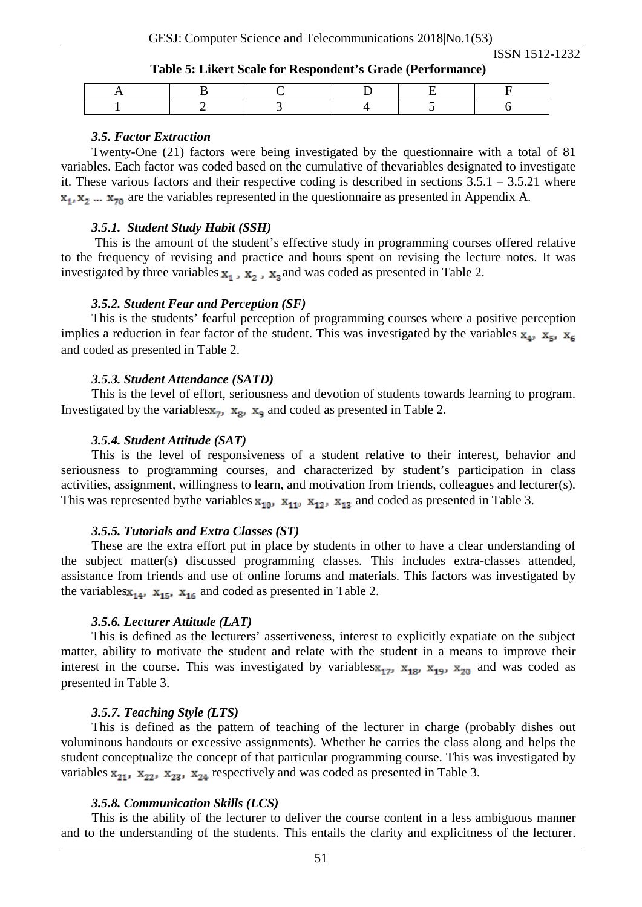**Table 5: Likert Scale for Respondent's Grade (Performance)**

| A | B | C | D | E | F |
|---|---|---|---|---|---|
| 1 | 2 | 3 | 4 | 5 | 6 |

### *3.5. Factor Extraction*

Twenty-One (21) factors were being investigated by the questionnaire with a total of 81 variables. Each factor was coded based on the cumulative of thevariables designated to investigate it. These various factors and their respective coding is described in sections 3.5.1 – 3.5.21 where $x_1, x_2 \ldots x_{70}$ are the variables represented in the questionnaire as presented in Appendix A.

### *3.5.1. Student Study Habit (SSH)*

This is the amount of the student's effective study in programming courses offered relative to the frequency of revising and practice and hours spent on revising the lecture notes. It was investigated by three variables $x_1$ , $x_2$ , $x_3$ and was coded as presented in Table 2.

### *3.5.2. Student Fear and Perception (SF)*

This is the students' fearful perception of programming courses where a positive perception implies a reduction in fear factor of the student. This was investigated by the variables $x_4$, $x_5$, $x_6$ and coded as presented in Table 2.

### *3.5.3. Student Attendance (SATD)*

This is the level of effort, seriousness and devotion of students towards learning to program. Investigated by the variables $x_7$, $x_8$, $x_9$ and coded as presented in Table 2.

### *3.5.4. Student Attitude (SAT)*

This is the level of responsiveness of a student relative to their interest, behavior and seriousness to programming courses, and characterized by student's participation in class activities, assignment, willingness to learn, and motivation from friends, colleagues and lecturer(s). This was represented bythe variables $x_{10}$, $x_{11}$, $x_{12}$, $x_{13}$ and coded as presented in Table 3.

### *3.5.5. Tutorials and Extra Classes (ST)*

These are the extra effort put in place by students in other to have a clear understanding of the subject matter(s) discussed programming classes. This includes extra-classes attended, assistance from friends and use of online forums and materials. This factors was investigated by the variables $x_{14}$, $x_{15}$, $x_{16}$ and coded as presented in Table 2.

### *3.5.6. Lecturer Attitude (LAT)*

This is defined as the lecturers' assertiveness, interest to explicitly expatiate on the subject matter, ability to motivate the student and relate with the student in a means to improve their interest in the course. This was investigated by variables $x_{17}$, $x_{18}$, $x_{19}$, $x_{20}$ and was coded as presented in Table 3.

### *3.5.7. Teaching Style (LTS)*

This is defined as the pattern of teaching of the lecturer in charge (probably dishes out voluminous handouts or excessive assignments). Whether he carries the class along and helps the student conceptualize the concept of that particular programming course. This was investigated by variables $x_{21}$, $x_{22}$, $x_{23}$, $x_{24}$ respectively and was coded as presented in Table 3.

### *3.5.8. Communication Skills (LCS)*

This is the ability of the lecturer to deliver the course content in a less ambiguous manner and to the understanding of the students. This entails the clarity and explicitness of the lecturer.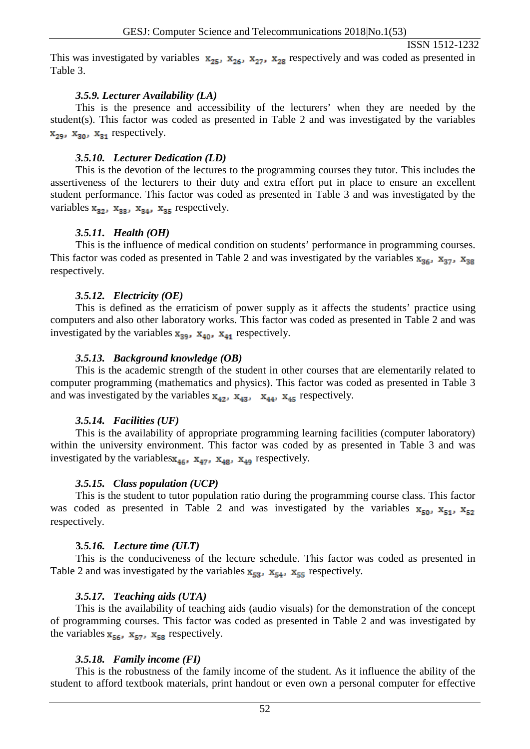This was investigated by variables $x_{25}, x_{26}, x_{27}, x_{28}$ respectively and was coded as presented in Table 3.

### *3.5.9. Lecturer Availability (LA)*

This is the presence and accessibility of the lecturers' when they are needed by the student(s). This factor was coded as presented in Table 2 and was investigated by the variables $x_{29}, x_{30}, x_{31}$ respectively.

### *3.5.10. Lecturer Dedication (LD)*

This is the devotion of the lectures to the programming courses they tutor. This includes the assertiveness of the lecturers to their duty and extra effort put in place to ensure an excellent student performance. This factor was coded as presented in Table 3 and was investigated by the variables $x_{32}, x_{33}, x_{34}, x_{35}$ respectively.

### *3.5.11. Health (OH)*

This is the influence of medical condition on students' performance in programming courses. This factor was coded as presented in Table 2 and was investigated by the variables $x_{36}, x_{37}, x_{38}$ respectively.

### *3.5.12. Electricity (OE)*

This is defined as the erraticism of power supply as it affects the students' practice using computers and also other laboratory works. This factor was coded as presented in Table 2 and was investigated by the variables $x_{39}, x_{40}, x_{41}$ respectively.

### *3.5.13. Background knowledge (OB)*

This is the academic strength of the student in other courses that are elementarily related to computer programming (mathematics and physics). This factor was coded as presented in Table 3 and was investigated by the variables $x_{42}, x_{43}, x_{44}, x_{45}$ respectively.

### *3.5.14. Facilities (UF)*

This is the availability of appropriate programming learning facilities (computer laboratory) within the university environment. This factor was coded by as presented in Table 3 and was investigated by the variables $x_{46}, x_{47}, x_{48}, x_{49}$ respectively.

### *3.5.15. Class population (UCP)*

This is the student to tutor population ratio during the programming course class. This factor was coded as presented in Table 2 and was investigated by the variables $x_{50}, x_{51}, x_{52}$ respectively.

### 3*.5.16. Lecture time (ULT)*

This is the conduciveness of the lecture schedule. This factor was coded as presented in Table 2 and was investigated by the variables $x_{53}, x_{54}, x_{55}$ respectively.

### *3.5.17. Teaching aids (UTA)*

This is the availability of teaching aids (audio visuals) for the demonstration of the concept of programming courses. This factor was coded as presented in Table 2 and was investigated by the variables $x_{56}, x_{57}, x_{58}$ respectively.

### *3.5.18. Family income (FI)*

This is the robustness of the family income of the student. As it influence the ability of the student to afford textbook materials, print handout or even own a personal computer for effective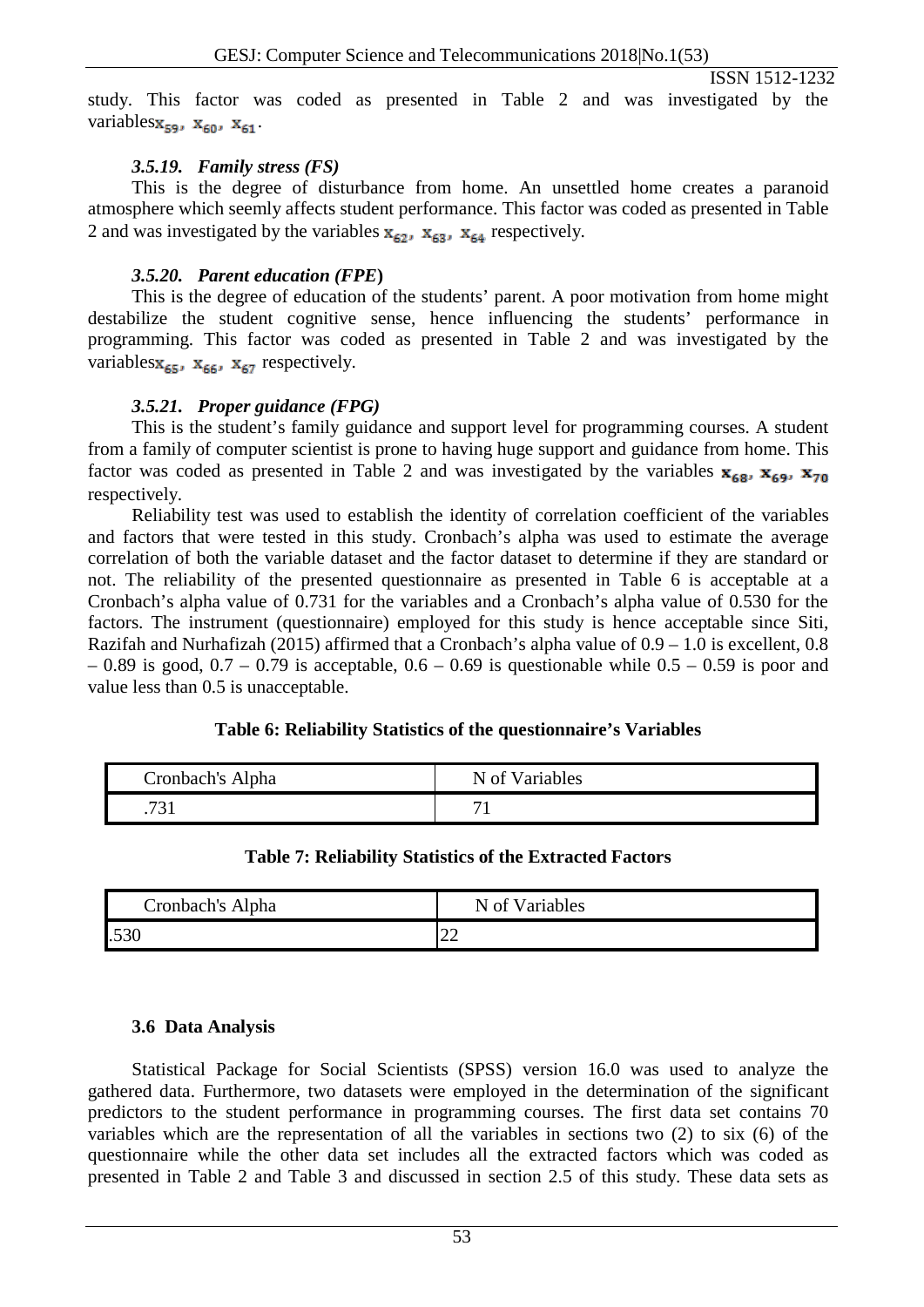study. This factor was coded as presented in Table 2 and was investigated by the variables $x_{59}$, $x_{60}$, $x_{61}$.

### *3.5.19. Family stress (FS)*

This is the degree of disturbance from home. An unsettled home creates a paranoid atmosphere which seemly affects student performance. This factor was coded as presented in Table 2 and was investigated by the variables $x_{62}$, $x_{63}$, $x_{64}$ respectively.

### *3.5.20. Parent education (FPE)*

This is the degree of education of the students' parent. A poor motivation from home might destabilize the student cognitive sense, hence influencing the students' performance in programming. This factor was coded as presented in Table 2 and was investigated by the variables $x_{65}$, $x_{66}$, $x_{67}$ respectively.

### *3.5.21. Proper guidance (FPG)*

This is the student's family guidance and support level for programming courses. A student from a family of computer scientist is prone to having huge support and guidance from home. This factor was coded as presented in Table 2 and was investigated by the variables $x_{68}$, $x_{69}$, $x_{70}$ respectively.

Reliability test was used to establish the identity of correlation coefficient of the variables and factors that were tested in this study. Cronbach's alpha was used to estimate the average correlation of both the variable dataset and the factor dataset to determine if they are standard or not. The reliability of the presented questionnaire as presented in Table 6 is acceptable at a Cronbach's alpha value of 0.731 for the variables and a Cronbach's alpha value of 0.530 for the factors. The instrument (questionnaire) employed for this study is hence acceptable since Siti, Razifah and Nurhafizah (2015) affirmed that a Cronbach's alpha value of 0.9 – 1.0 is excellent, 0.8 – 0.89 is good, 0.7 – 0.79 is acceptable, 0.6 – 0.69 is questionable while 0.5 – 0.59 is poor and value less than 0.5 is unacceptable.

**Table 6: Reliability Statistics of the questionnaire's Variables**

| Cronbach's Alpha | N of Variables |
|---|---|
| .731 | 71 |

**Table 7: Reliability Statistics of the Extracted Factors**

| Cronbach's Alpha | N of Variables |
|---|---|
| .530 | 22 |

## 3.6 Data Analysis

Statistical Package for Social Scientists (SPSS) version 16.0 was used to analyze the gathered data. Furthermore, two datasets were employed in the determination of the significant predictors to the student performance in programming courses. The first data set contains 70 variables which are the representation of all the variables in sections two (2) to six (6) of the questionnaire while the other data set includes all the extracted factors which was coded as presented in Table 2 and Table 3 and discussed in section 2.5 of this study. These data sets as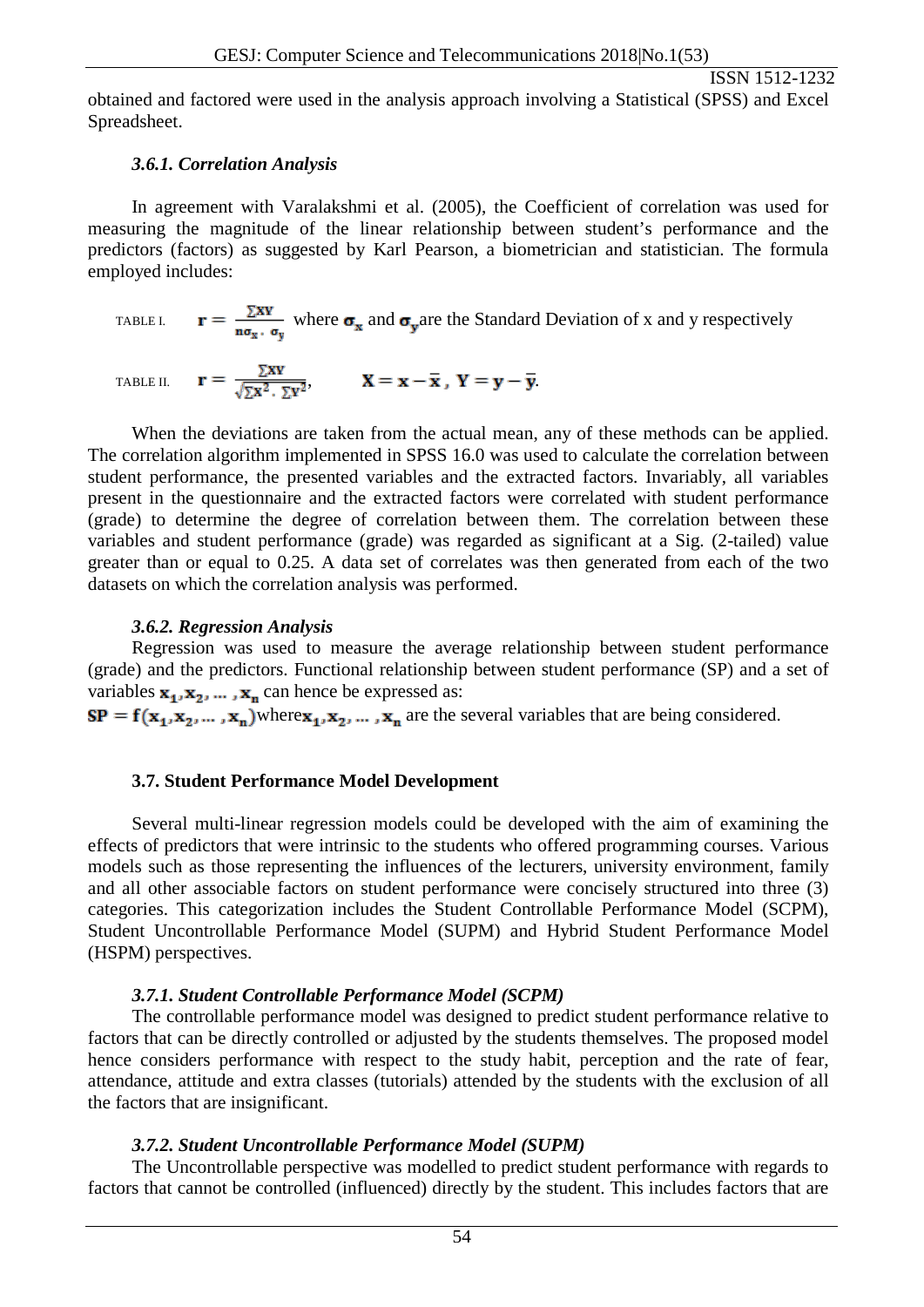obtained and factored were used in the analysis approach involving a Statistical (SPSS) and Excel Spreadsheet.

### *3.6.1. Correlation Analysis*

In agreement with Varalakshmi et al. (2005), the Coefficient of correlation was used for measuring the magnitude of the linear relationship between student's performance and the predictors (factors) as suggested by Karl Pearson, a biometrician and statistician. The formula employed includes:

TABLE I. $\mathbf{r} = \frac{\sum \mathbf{XY}}{\mathbf{n}\sigma_\mathbf{x} \cdot \sigma_\mathbf{y}}$ where $\sigma_\mathbf{x}$ and $\sigma_\mathbf{y}$ are the Standard Deviation of x and y respectively

TABLE II. $\mathbf{r} = \frac{\sum \mathbf{XY}}{\sqrt{\sum \mathbf{X}^2 \cdot \sum \mathbf{Y}^2}}$, $\quad \mathbf{X} = \mathbf{x} - \bar{\mathbf{x}}$, $\mathbf{Y} = \mathbf{y} - \bar{\mathbf{y}}$.

When the deviations are taken from the actual mean, any of these methods can be applied. The correlation algorithm implemented in SPSS 16.0 was used to calculate the correlation between student performance, the presented variables and the extracted factors. Invariably, all variables present in the questionnaire and the extracted factors were correlated with student performance (grade) to determine the degree of correlation between them. The correlation between these variables and student performance (grade) was regarded as significant at a Sig. (2-tailed) value greater than or equal to 0.25. A data set of correlates was then generated from each of the two datasets on which the correlation analysis was performed.

### *3.6.2. Regression Analysis*

Regression was used to measure the average relationship between student performance (grade) and the predictors. Functional relationship between student performance (SP) and a set of variables $\mathbf{x_1}, \mathbf{x_2}, \dots, \mathbf{x_n}$ can hence be expressed as:

$\mathbf{SP} = \mathbf{f}(\mathbf{x_1}, \mathbf{x_2}, \dots, \mathbf{x_n})$ where $\mathbf{x_1}, \mathbf{x_2}, \dots, \mathbf{x_n}$ are the several variables that are being considered.

## 3.7. Student Performance Model Development

Several multi-linear regression models could be developed with the aim of examining the effects of predictors that were intrinsic to the students who offered programming courses. Various models such as those representing the influences of the lecturers, university environment, family and all other associable factors on student performance were concisely structured into three (3) categories. This categorization includes the Student Controllable Performance Model (SCPM), Student Uncontrollable Performance Model (SUPM) and Hybrid Student Performance Model (HSPM) perspectives.

### *3.7.1. Student Controllable Performance Model (SCPM)*

The controllable performance model was designed to predict student performance relative to factors that can be directly controlled or adjusted by the students themselves. The proposed model hence considers performance with respect to the study habit, perception and the rate of fear, attendance, attitude and extra classes (tutorials) attended by the students with the exclusion of all the factors that are insignificant.

### *3.7.2. Student Uncontrollable Performance Model (SUPM)*

The Uncontrollable perspective was modelled to predict student performance with regards to factors that cannot be controlled (influenced) directly by the student. This includes factors that are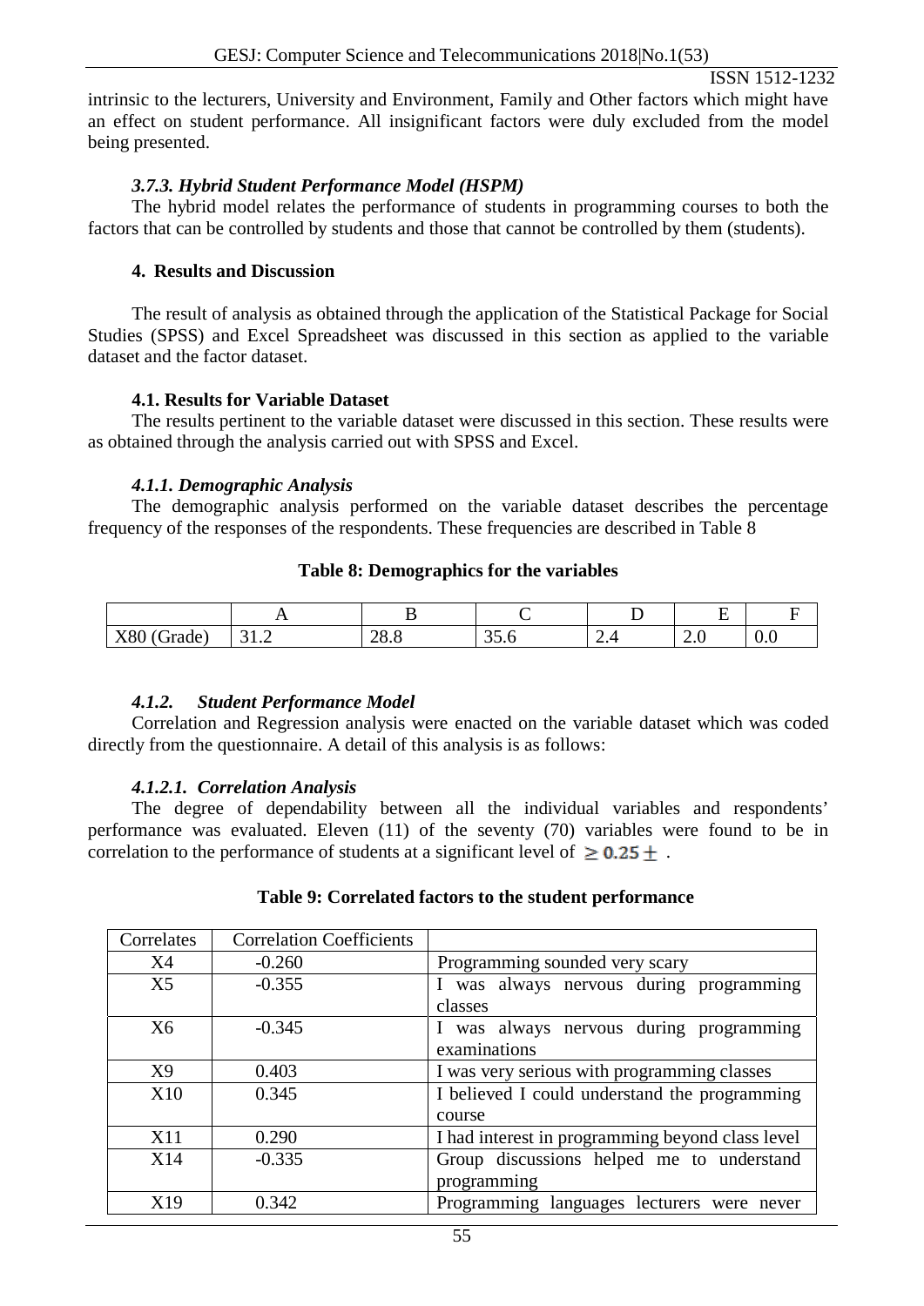intrinsic to the lecturers, University and Environment, Family and Other factors which might have an effect on student performance. All insignificant factors were duly excluded from the model being presented.

### *3.7.3. Hybrid Student Performance Model (HSPM)*

The hybrid model relates the performance of students in programming courses to both the factors that can be controlled by students and those that cannot be controlled by them (students).

## 4. Results and Discussion

The result of analysis as obtained through the application of the Statistical Package for Social Studies (SPSS) and Excel Spreadsheet was discussed in this section as applied to the variable dataset and the factor dataset.

### 4.1. Results for Variable Dataset

The results pertinent to the variable dataset were discussed in this section. These results were as obtained through the analysis carried out with SPSS and Excel.

#### *4.1.1. Demographic Analysis*

The demographic analysis performed on the variable dataset describes the percentage frequency of the responses of the respondents. These frequencies are described in Table 8

**Table 8: Demographics for the variables**

| | A | B | C | D | E | F |
|---|---|---|---|---|---|---|
| X80 (Grade) | 31.2 | 28.8 | 35.6 | 2.4 | 2.0 | 0.0 |

#### *4.1.2. Student Performance Model*

Correlation and Regression analysis were enacted on the variable dataset which was coded directly from the questionnaire. A detail of this analysis is as follows:

#### *4.1.2.1. Correlation Analysis*

The degree of dependability between all the individual variables and respondents' performance was evaluated. Eleven (11) of the seventy (70) variables were found to be in correlation to the performance of students at a significant level of $\geq 0.25 \pm$ .

**Table 9: Correlated factors to the student performance**

| Correlates | Correlation Coefficients | |
|---|---|---|
| X4 | -0.260 | Programming sounded very scary |
| X5 | -0.355 | I was always nervous during programming classes |
| X6 | -0.345 | I was always nervous during programming examinations |
| X9 | 0.403 | I was very serious with programming classes |
| X10 | 0.345 | I believed I could understand the programming course |
| X11 | 0.290 | I had interest in programming beyond class level |
| X14 | -0.335 | Group discussions helped me to understand programming |
| X19 | 0.342 | Programming languages lecturers were never |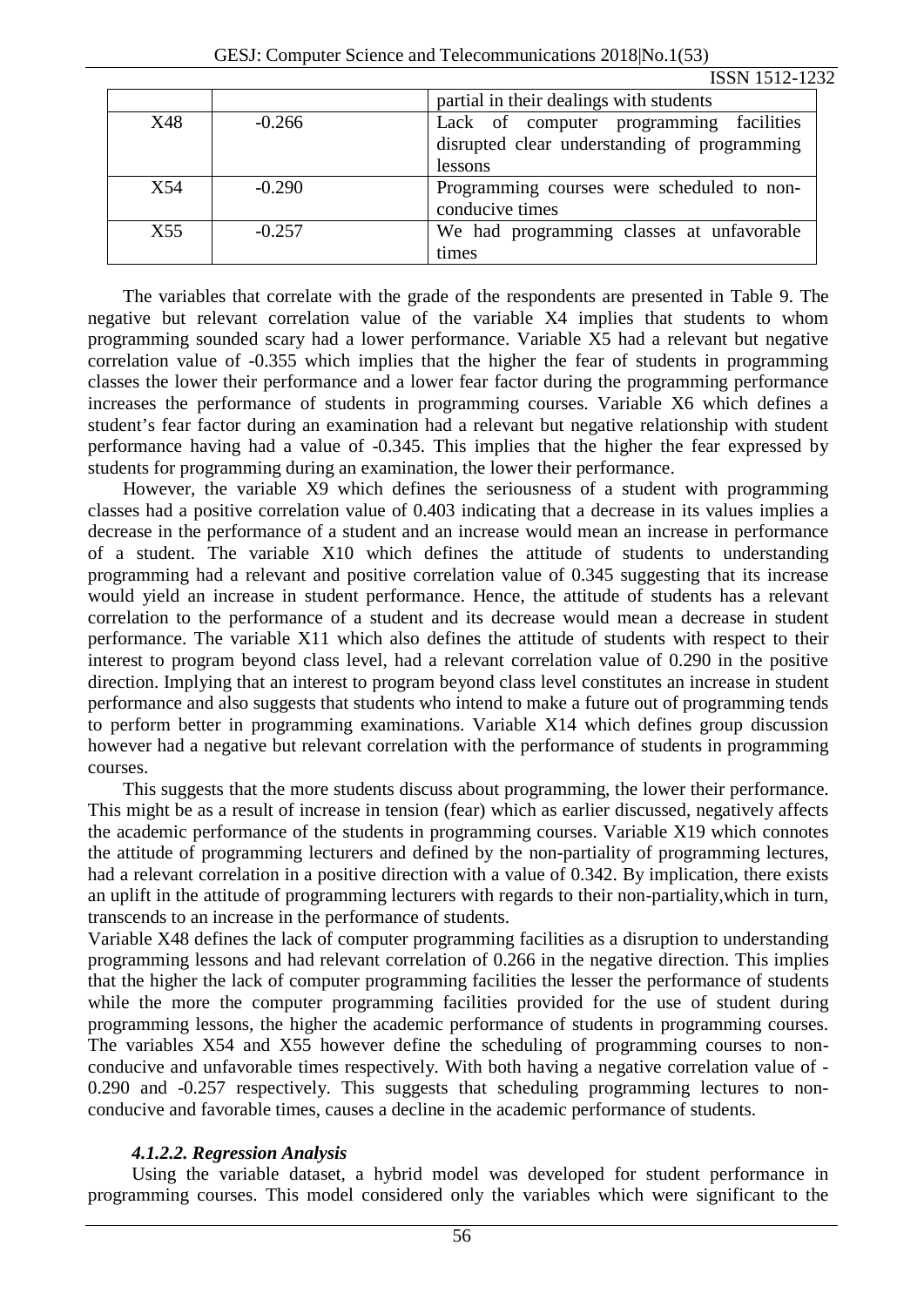|  |  | partial in their dealings with students |
| --- | --- | --- |
| X48 | -0.266 | Lack of computer programming facilities disrupted clear understanding of programming lessons |
| X54 | -0.290 | Programming courses were scheduled to non-conducive times |
| X55 | -0.257 | We had programming classes at unfavorable times |

The variables that correlate with the grade of the respondents are presented in Table 9. The negative but relevant correlation value of the variable X4 implies that students to whom programming sounded scary had a lower performance. Variable X5 had a relevant but negative correlation value of -0.355 which implies that the higher the fear of students in programming classes the lower their performance and a lower fear factor during the programming performance increases the performance of students in programming courses. Variable X6 which defines a student's fear factor during an examination had a relevant but negative relationship with student performance having had a value of -0.345. This implies that the higher the fear expressed by students for programming during an examination, the lower their performance.

However, the variable X9 which defines the seriousness of a student with programming classes had a positive correlation value of 0.403 indicating that a decrease in its values implies a decrease in the performance of a student and an increase would mean an increase in performance of a student. The variable X10 which defines the attitude of students to understanding programming had a relevant and positive correlation value of 0.345 suggesting that its increase would yield an increase in student performance. Hence, the attitude of students has a relevant correlation to the performance of a student and its decrease would mean a decrease in student performance. The variable X11 which also defines the attitude of students with respect to their interest to program beyond class level, had a relevant correlation value of 0.290 in the positive direction. Implying that an interest to program beyond class level constitutes an increase in student performance and also suggests that students who intend to make a future out of programming tends to perform better in programming examinations. Variable X14 which defines group discussion however had a negative but relevant correlation with the performance of students in programming courses.

This suggests that the more students discuss about programming, the lower their performance. This might be as a result of increase in tension (fear) which as earlier discussed, negatively affects the academic performance of the students in programming courses. Variable X19 which connotes the attitude of programming lecturers and defined by the non-partiality of programming lectures, had a relevant correlation in a positive direction with a value of 0.342. By implication, there exists an uplift in the attitude of programming lecturers with regards to their non-partiality,which in turn, transcends to an increase in the performance of students.

Variable X48 defines the lack of computer programming facilities as a disruption to understanding programming lessons and had relevant correlation of 0.266 in the negative direction. This implies that the higher the lack of computer programming facilities the lesser the performance of students while the more the computer programming facilities provided for the use of student during programming lessons, the higher the academic performance of students in programming courses. The variables X54 and X55 however define the scheduling of programming courses to non-conducive and unfavorable times respectively. With both having a negative correlation value of -0.290 and -0.257 respectively. This suggests that scheduling programming lectures to non-conducive and favorable times, causes a decline in the academic performance of students.

#### *4.1.2.2. Regression Analysis*

Using the variable dataset, a hybrid model was developed for student performance in programming courses. This model considered only the variables which were significant to the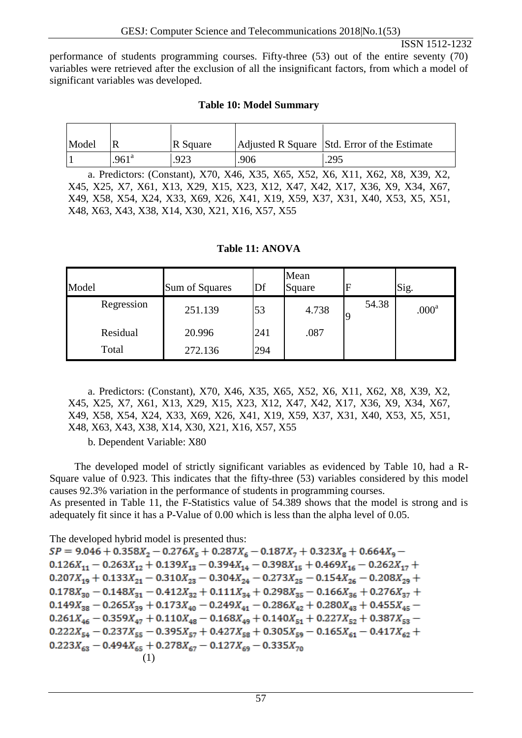performance of students programming courses. Fifty-three (53) out of the entire seventy (70) variables were retrieved after the exclusion of all the insignificant factors, from which a model of significant variables was developed.

**Table 10: Model Summary**

| Model | R | R Square | Adjusted R Square | Std. Error of the Estimate |
|---|---|---|---|---|
| 1 | .961[a] | .923 | .906 | .295 |

a. Predictors: (Constant), X70, X46, X35, X65, X52, X6, X11, X62, X8, X39, X2, X45, X25, X7, X61, X13, X29, X15, X23, X12, X47, X42, X17, X36, X9, X34, X67, X49, X58, X54, X24, X33, X69, X26, X41, X19, X59, X37, X31, X40, X53, X5, X51, X48, X63, X43, X38, X14, X30, X21, X16, X57, X55

**Table 11: ANOVA**

| Model | Sum of Squares | Df | Mean Square | F | Sig. |
|---|---|---|---|---|---|
| Regression | 251.139 | 53 | 4.738 | 54.389 | .000[a] |
| Residual | 20.996 | 241 | .087 | | |
| Total | 272.136 | 294 | | | |

a. Predictors: (Constant), X70, X46, X35, X65, X52, X6, X11, X62, X8, X39, X2, X45, X25, X7, X61, X13, X29, X15, X23, X12, X47, X42, X17, X36, X9, X34, X67, X49, X58, X54, X24, X33, X69, X26, X41, X19, X59, X37, X31, X40, X53, X5, X51, X48, X63, X43, X38, X14, X30, X21, X16, X57, X55

b. Dependent Variable: X80

The developed model of strictly significant variables as evidenced by Table 10, had a R-Square value of 0.923. This indicates that the fifty-three (53) variables considered by this model causes 92.3% variation in the performance of students in programming courses.

As presented in Table 11, the F-Statistics value of 54.389 shows that the model is strong and is adequately fit since it has a P-Value of 0.00 which is less than the alpha level of 0.05.

The developed hybrid model is presented thus:

$$SP = 9.046 + 0.358X_2 - 0.276X_5 + 0.287X_6 - 0.187X_7 + 0.323X_8 + 0.664X_9 - 0.126X_{11} - 0.263X_{12} + 0.139X_{13} - 0.394X_{14} - 0.398X_{15} + 0.469X_{16} - 0.262X_{17} + 0.207X_{19} + 0.133X_{21} - 0.310X_{23} - 0.304X_{24} - 0.273X_{25} - 0.154X_{26} - 0.208X_{29} + 0.178X_{30} - 0.148X_{31} - 0.412X_{32} + 0.111X_{34} + 0.298X_{35} - 0.166X_{36} + 0.276X_{37} + 0.149X_{38} - 0.265X_{39} + 0.173X_{40} - 0.249X_{41} - 0.286X_{42} + 0.280X_{43} + 0.455X_{45} - 0.261X_{46} - 0.359X_{47} + 0.110X_{48} - 0.168X_{49} + 0.140X_{51} + 0.227X_{52} + 0.387X_{53} - 0.222X_{54} - 0.237X_{55} - 0.395X_{57} + 0.427X_{58} + 0.305X_{59} - 0.165X_{61} - 0.417X_{62} + 0.223X_{63} - 0.494X_{65} + 0.278X_{67} - 0.127X_{69} - 0.335X_{70} \quad (1)$$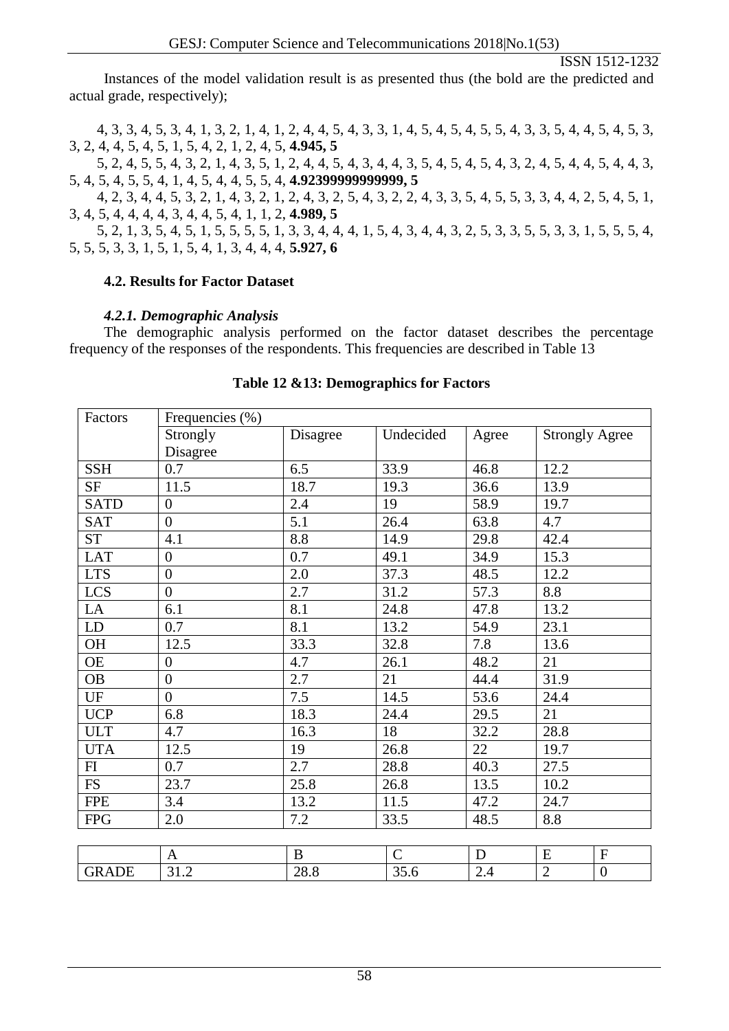Instances of the model validation result is as presented thus (the bold are the predicted and actual grade, respectively);

4, 3, 3, 4, 5, 3, 4, 1, 3, 2, 1, 4, 1, 2, 4, 4, 5, 4, 3, 3, 1, 4, 5, 4, 5, 4, 5, 5, 4, 3, 3, 5, 4, 4, 5, 4, 5, 3, 3, 2, 4, 4, 5, 4, 5, 1, 5, 4, 2, 1, 2, 4, 5, **4.945, 5**

5, 2, 4, 5, 5, 4, 3, 2, 1, 4, 3, 5, 1, 2, 4, 4, 5, 4, 3, 4, 4, 3, 5, 4, 5, 4, 5, 4, 3, 2, 4, 5, 4, 4, 5, 4, 4, 3, 5, 4, 5, 4, 5, 5, 4, 1, 4, 5, 4, 4, 5, 5, 4, **4.92399999999999, 5**

4, 2, 3, 4, 4, 5, 3, 2, 1, 4, 3, 2, 1, 2, 4, 3, 2, 5, 4, 3, 2, 2, 4, 3, 3, 5, 4, 5, 5, 3, 3, 4, 4, 2, 5, 4, 5, 1, 3, 4, 5, 4, 4, 4, 4, 3, 4, 4, 5, 4, 1, 1, 2, **4.989, 5**

5, 2, 1, 3, 5, 4, 5, 1, 5, 5, 5, 5, 1, 3, 3, 4, 4, 4, 1, 5, 4, 3, 4, 4, 3, 2, 5, 3, 3, 5, 5, 3, 3, 1, 5, 5, 5, 4, 5, 5, 5, 3, 3, 1, 5, 1, 5, 4, 1, 3, 4, 4, 4, **5.927, 6**

### 4.2. Results for Factor Dataset

#### *4.2.1. Demographic Analysis*

The demographic analysis performed on the factor dataset describes the percentage frequency of the responses of the respondents. This frequencies are described in Table 13

**Table 12 &13: Demographics for Factors**

| Factors | Frequencies (%) | | | | |
|---|---|---|---|---|---|
| | Strongly Disagree | Disagree | Undecided | Agree | Strongly Agree |
| SSH | 0.7 | 6.5 | 33.9 | 46.8 | 12.2 |
| SF | 11.5 | 18.7 | 19.3 | 36.6 | 13.9 |
| SATD | 0 | 2.4 | 19 | 58.9 | 19.7 |
| SAT | 0 | 5.1 | 26.4 | 63.8 | 4.7 |
| ST | 4.1 | 8.8 | 14.9 | 29.8 | 42.4 |
| LAT | 0 | 0.7 | 49.1 | 34.9 | 15.3 |
| LTS | 0 | 2.0 | 37.3 | 48.5 | 12.2 |
| LCS | 0 | 2.7 | 31.2 | 57.3 | 8.8 |
| LA | 6.1 | 8.1 | 24.8 | 47.8 | 13.2 |
| LD | 0.7 | 8.1 | 13.2 | 54.9 | 23.1 |
| OH | 12.5 | 33.3 | 32.8 | 7.8 | 13.6 |
| OE | 0 | 4.7 | 26.1 | 48.2 | 21 |
| OB | 0 | 2.7 | 21 | 44.4 | 31.9 |
| UF | 0 | 7.5 | 14.5 | 53.6 | 24.4 |
| UCP | 6.8 | 18.3 | 24.4 | 29.5 | 21 |
| ULT | 4.7 | 16.3 | 18 | 32.2 | 28.8 |
| UTA | 12.5 | 19 | 26.8 | 22 | 19.7 |
| FI | 0.7 | 2.7 | 28.8 | 40.3 | 27.5 |
| FS | 23.7 | 25.8 | 26.8 | 13.5 | 10.2 |
| FPE | 3.4 | 13.2 | 11.5 | 47.2 | 24.7 |
| FPG | 2.0 | 7.2 | 33.5 | 48.5 | 8.8 |

| | A | B | C | D | E | F |
|---|---|---|---|---|---|---|
| GRADE | 31.2 | 28.8 | 35.6 | 2.4 | 2 | 0 |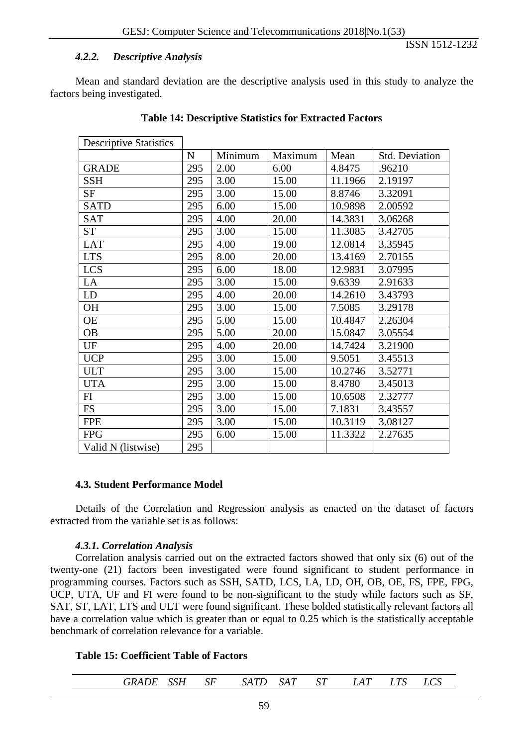#### *4.2.2. Descriptive Analysis*

Mean and standard deviation are the descriptive analysis used in this study to analyze the factors being investigated.

**Table 14: Descriptive Statistics for Extracted Factors**

| Descriptive Statistics | | | | | |
|---|---|---|---|---|---|
| | N | Minimum | Maximum | Mean | Std. Deviation |
| GRADE | 295 | 2.00 | 6.00 | 4.8475 | .96210 |
| SSH | 295 | 3.00 | 15.00 | 11.1966 | 2.19197 |
| SF | 295 | 3.00 | 15.00 | 8.8746 | 3.32091 |
| SATD | 295 | 6.00 | 15.00 | 10.9898 | 2.00592 |
| SAT | 295 | 4.00 | 20.00 | 14.3831 | 3.06268 |
| ST | 295 | 3.00 | 15.00 | 11.3085 | 3.42705 |
| LAT | 295 | 4.00 | 19.00 | 12.0814 | 3.35945 |
| LTS | 295 | 8.00 | 20.00 | 13.4169 | 2.70155 |
| LCS | 295 | 6.00 | 18.00 | 12.9831 | 3.07995 |
| LA | 295 | 3.00 | 15.00 | 9.6339 | 2.91633 |
| LD | 295 | 4.00 | 20.00 | 14.2610 | 3.43793 |
| OH | 295 | 3.00 | 15.00 | 7.5085 | 3.29178 |
| OE | 295 | 5.00 | 15.00 | 10.4847 | 2.26304 |
| OB | 295 | 5.00 | 20.00 | 15.0847 | 3.05554 |
| UF | 295 | 4.00 | 20.00 | 14.7424 | 3.21900 |
| UCP | 295 | 3.00 | 15.00 | 9.5051 | 3.45513 |
| ULT | 295 | 3.00 | 15.00 | 10.2746 | 3.52771 |
| UTA | 295 | 3.00 | 15.00 | 8.4780 | 3.45013 |
| FI | 295 | 3.00 | 15.00 | 10.6508 | 2.32777 |
| FS | 295 | 3.00 | 15.00 | 7.1831 | 3.43557 |
| FPE | 295 | 3.00 | 15.00 | 10.3119 | 3.08127 |
| FPG | 295 | 6.00 | 15.00 | 11.3322 | 2.27635 |
| Valid N (listwise) | 295 | | | | |

### 4.3. Student Performance Model

Details of the Correlation and Regression analysis as enacted on the dataset of factors extracted from the variable set is as follows:

#### *4.3.1. Correlation Analysis*

Correlation analysis carried out on the extracted factors showed that only six (6) out of the twenty-one (21) factors been investigated were found significant to student performance in programming courses. Factors such as SSH, SATD, LCS, LA, LD, OH, OB, OE, FS, FPE, FPG, UCP, UTA, UF and FI were found to be non-significant to the study while factors such as SF, SAT, ST, LAT, LTS and ULT were found significant. These bolded statistically relevant factors all have a correlation value which is greater than or equal to 0.25 which is the statistically acceptable benchmark of correlation relevance for a variable.

**Table 15: Coefficient Table of Factors**

| | *GRADE* | *SSH* | *SF* | *SATD* | *SAT* | *ST* | *LAT* | *LTS* | *LCS* |
|---|---|---|---|---|---|---|---|---|---|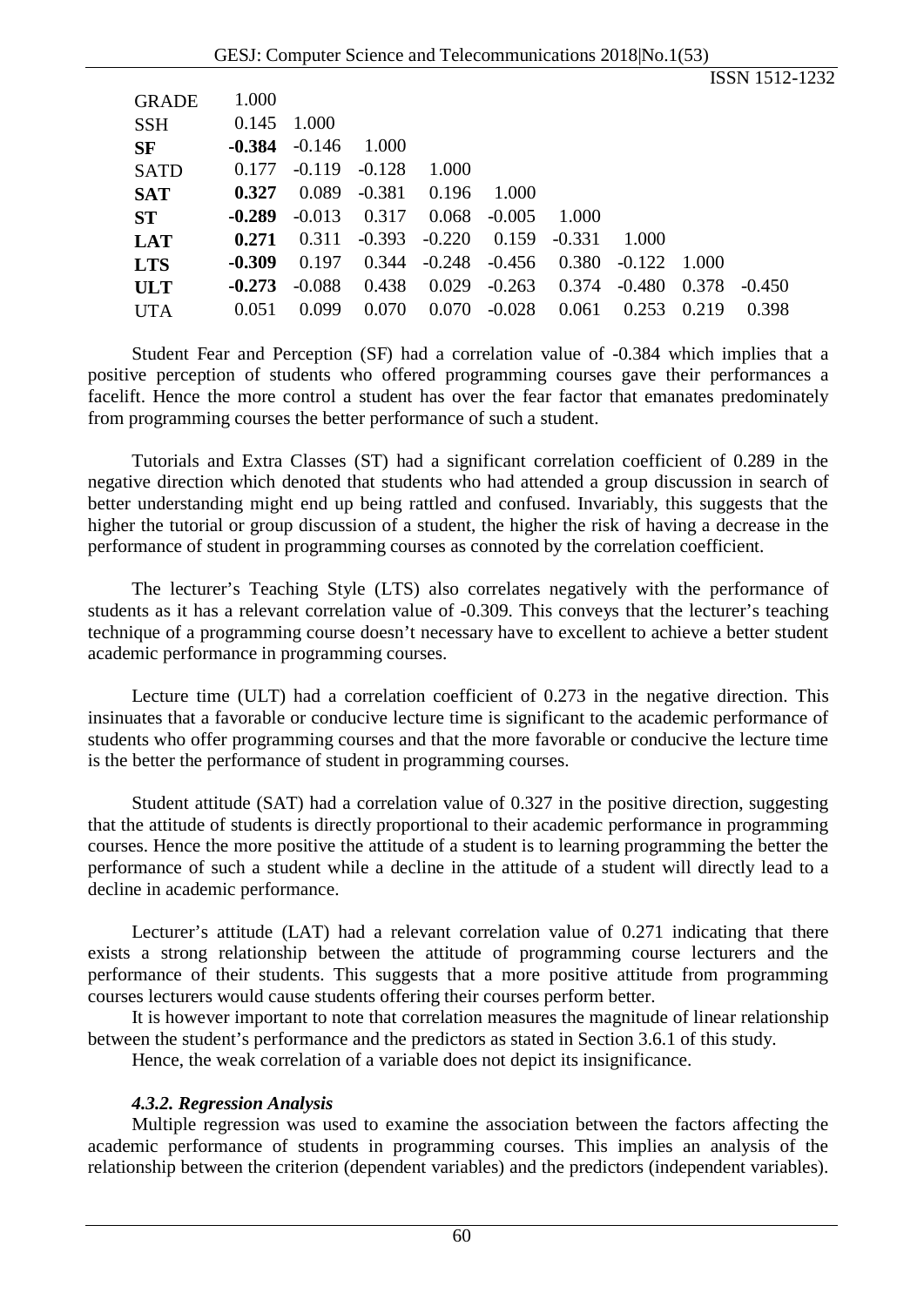| | | | | | | | | | |
|---|---|---|---|---|---|---|---|---|---|
| GRADE | 1.000 | | | | | | | | |
| SSH | 0.145 | 1.000 | | | | | | | |
| **SF** | **-0.384** | -0.146 | 1.000 | | | | | | |
| SATD | 0.177 | -0.119 | -0.128 | 1.000 | | | | | |
| **SAT** | **0.327** | 0.089 | -0.381 | 0.196 | 1.000 | | | | |
| **ST** | **-0.289** | -0.013 | 0.317 | 0.068 | -0.005 | 1.000 | | | |
| **LAT** | **0.271** | 0.311 | -0.393 | -0.220 | 0.159 | -0.331 | 1.000 | | |
| **LTS** | **-0.309** | 0.197 | 0.344 | -0.248 | -0.456 | 0.380 | -0.122 | 1.000 | |
| **ULT** | **-0.273** | -0.088 | 0.438 | 0.029 | -0.263 | 0.374 | -0.480 | 0.378 | -0.450 |
| UTA | 0.051 | 0.099 | 0.070 | 0.070 | -0.028 | 0.061 | 0.253 | 0.219 | 0.398 |

Student Fear and Perception (SF) had a correlation value of -0.384 which implies that a positive perception of students who offered programming courses gave their performances a facelift. Hence the more control a student has over the fear factor that emanates predominately from programming courses the better performance of such a student.

Tutorials and Extra Classes (ST) had a significant correlation coefficient of 0.289 in the negative direction which denoted that students who had attended a group discussion in search of better understanding might end up being rattled and confused. Invariably, this suggests that the higher the tutorial or group discussion of a student, the higher the risk of having a decrease in the performance of student in programming courses as connoted by the correlation coefficient.

The lecturer's Teaching Style (LTS) also correlates negatively with the performance of students as it has a relevant correlation value of -0.309. This conveys that the lecturer's teaching technique of a programming course doesn't necessary have to excellent to achieve a better student academic performance in programming courses.

Lecture time (ULT) had a correlation coefficient of 0.273 in the negative direction. This insinuates that a favorable or conducive lecture time is significant to the academic performance of students who offer programming courses and that the more favorable or conducive the lecture time is the better the performance of student in programming courses.

Student attitude (SAT) had a correlation value of 0.327 in the positive direction, suggesting that the attitude of students is directly proportional to their academic performance in programming courses. Hence the more positive the attitude of a student is to learning programming the better the performance of such a student while a decline in the attitude of a student will directly lead to a decline in academic performance.

Lecturer's attitude (LAT) had a relevant correlation value of 0.271 indicating that there exists a strong relationship between the attitude of programming course lecturers and the performance of their students. This suggests that a more positive attitude from programming courses lecturers would cause students offering their courses perform better.

It is however important to note that correlation measures the magnitude of linear relationship between the student's performance and the predictors as stated in Section 3.6.1 of this study.

Hence, the weak correlation of a variable does not depict its insignificance.

#### *4.3.2. Regression Analysis*

Multiple regression was used to examine the association between the factors affecting the academic performance of students in programming courses. This implies an analysis of the relationship between the criterion (dependent variables) and the predictors (independent variables).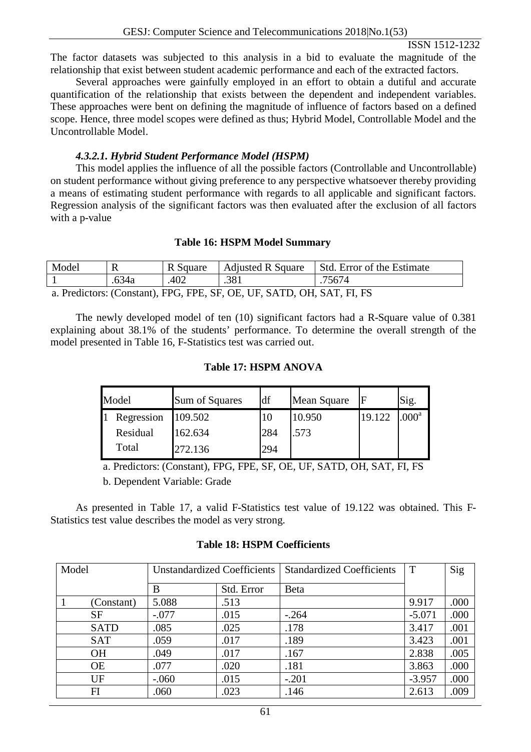The factor datasets was subjected to this analysis in a bid to evaluate the magnitude of the relationship that exist between student academic performance and each of the extracted factors.

Several approaches were gainfully employed in an effort to obtain a dutiful and accurate quantification of the relationship that exists between the dependent and independent variables. These approaches were bent on defining the magnitude of influence of factors based on a defined scope. Hence, three model scopes were defined as thus; Hybrid Model, Controllable Model and the Uncontrollable Model.

#### *4.3.2.1. Hybrid Student Performance Model (HSPM)*

This model applies the influence of all the possible factors (Controllable and Uncontrollable) on student performance without giving preference to any perspective whatsoever thereby providing a means of estimating student performance with regards to all applicable and significant factors. Regression analysis of the significant factors was then evaluated after the exclusion of all factors with a p-value

**Table 16: HSPM Model Summary**

| Model | R | R Square | Adjusted R Square | Std. Error of the Estimate |
|---|---|---|---|---|
| 1 | .634a | .402 | .381 | .75674 |

a. Predictors: (Constant), FPG, FPE, SF, OE, UF, SATD, OH, SAT, FI, FS

The newly developed model of ten (10) significant factors had a R-Square value of 0.381 explaining about 38.1% of the students' performance. To determine the overall strength of the model presented in Table 16, F-Statistics test was carried out.

**Table 17: HSPM ANOVA**

| Model | | Sum of Squares | df | Mean Square | F | Sig. |
|---|---|---|---|---|---|---|
| 1 | Regression | 109.502 | 10 | 10.950 | 19.122 | .000[a] |
| | Residual | 162.634 | 284 | .573 | | |
| | Total | 272.136 | 294 | | | |

a. Predictors: (Constant), FPG, FPE, SF, OE, UF, SATD, OH, SAT, FI, FS

b. Dependent Variable: Grade

As presented in Table 17, a valid F-Statistics test value of 19.122 was obtained. This F-Statistics test value describes the model as very strong.

**Table 18: HSPM Coefficients**

| Model | | Unstandardized Coefficients | | Standardized Coefficients | T | Sig |
|---|---|---|---|---|---|---|
| | | B | Std. Error | Beta | | |
| 1 | (Constant) | 5.088 | .513 | | 9.917 | .000 |
| | SF | -.077 | .015 | -.264 | -5.071 | .000 |
| | SATD | .085 | .025 | .178 | 3.417 | .001 |
| | SAT | .059 | .017 | .189 | 3.423 | .001 |
| | OH | .049 | .017 | .167 | 2.838 | .005 |
| | OE | .077 | .020 | .181 | 3.863 | .000 |
| | UF | -.060 | .015 | -.201 | -3.957 | .000 |
| | FI | .060 | .023 | .146 | 2.613 | .009 |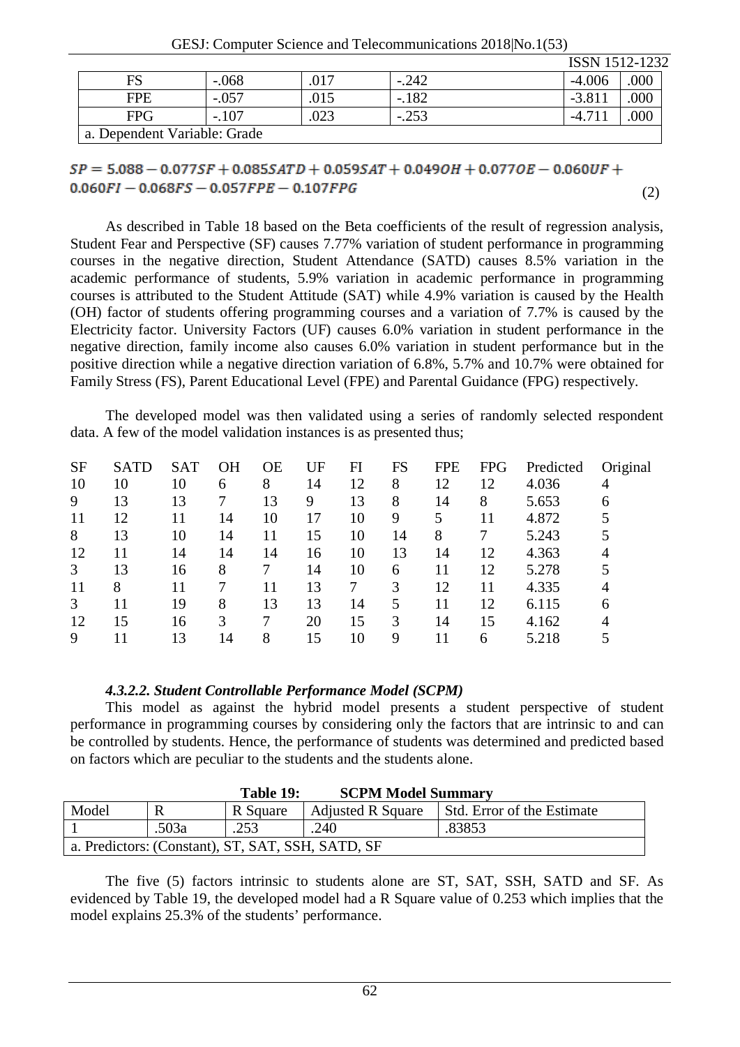| FS | -.068 | .017 | -.242 | -4.006 | .000 |
|---|---|---|---|---|---|
| FPE | -.057 | .015 | -.182 | -3.811 | .000 |
| FPG | -.107 | .023 | -.253 | -4.711 | .000 |
| a. Dependent Variable: Grade | | | | | |

$$SP = 5.088 - 0.077SF + 0.085SATD + 0.059SAT + 0.049OH + 0.077OE - 0.060UF + 0.060FI - 0.068FS - 0.057FPE - 0.107FPG \quad (2)$$

As described in Table 18 based on the Beta coefficients of the result of regression analysis, Student Fear and Perspective (SF) causes 7.77% variation of student performance in programming courses in the negative direction, Student Attendance (SATD) causes 8.5% variation in the academic performance of students, 5.9% variation in academic performance in programming courses is attributed to the Student Attitude (SAT) while 4.9% variation is caused by the Health (OH) factor of students offering programming courses and a variation of 7.7% is caused by the Electricity factor. University Factors (UF) causes 6.0% variation in student performance in the negative direction, family income also causes 6.0% variation in student performance but in the positive direction while a negative direction variation of 6.8%, 5.7% and 10.7% were obtained for Family Stress (FS), Parent Educational Level (FPE) and Parental Guidance (FPG) respectively.

The developed model was then validated using a series of randomly selected respondent data. A few of the model validation instances is as presented thus;

| SF | SATD | SAT | OH | OE | UF | FI | FS | FPE | FPG | Predicted | Original |
|---|---|---|---|---|---|---|---|---|---|---|---|
| 10 | 10 | 10 | 6 | 8 | 14 | 12 | 8 | 12 | 12 | 4.036 | 4 |
| 9 | 13 | 13 | 7 | 13 | 9 | 13 | 8 | 14 | 8 | 5.653 | 6 |
| 11 | 12 | 11 | 14 | 10 | 17 | 10 | 9 | 5 | 11 | 4.872 | 5 |
| 8 | 13 | 10 | 14 | 11 | 15 | 10 | 14 | 8 | 7 | 5.243 | 5 |
| 12 | 11 | 14 | 14 | 14 | 16 | 10 | 13 | 14 | 12 | 4.363 | 4 |
| 3 | 13 | 16 | 8 | 7 | 14 | 10 | 6 | 11 | 12 | 5.278 | 5 |
| 11 | 8 | 11 | 7 | 11 | 13 | 7 | 3 | 12 | 11 | 4.335 | 4 |
| 3 | 11 | 19 | 8 | 13 | 13 | 14 | 5 | 11 | 12 | 6.115 | 6 |
| 12 | 15 | 16 | 3 | 7 | 20 | 15 | 3 | 14 | 15 | 4.162 | 4 |
| 9 | 11 | 13 | 14 | 8 | 15 | 10 | 9 | 11 | 6 | 5.218 | 5 |

#### *4.3.2.2. Student Controllable Performance Model (SCPM)*

This model as against the hybrid model presents a student perspective of student performance in programming courses by considering only the factors that are intrinsic to and can be controlled by students. Hence, the performance of students was determined and predicted based on factors which are peculiar to the students and the students alone.

**Table 19: SCPM Model Summary**

| Model | R | R Square | Adjusted R Square | Std. Error of the Estimate |
|---|---|---|---|---|
| 1 | .503a | .253 | .240 | .83853 |
| a. Predictors: (Constant), ST, SAT, SSH, SATD, SF | | | | |

The five (5) factors intrinsic to students alone are ST, SAT, SSH, SATD and SF. As evidenced by Table 19, the developed model had a R Square value of 0.253 which implies that the model explains 25.3% of the students' performance.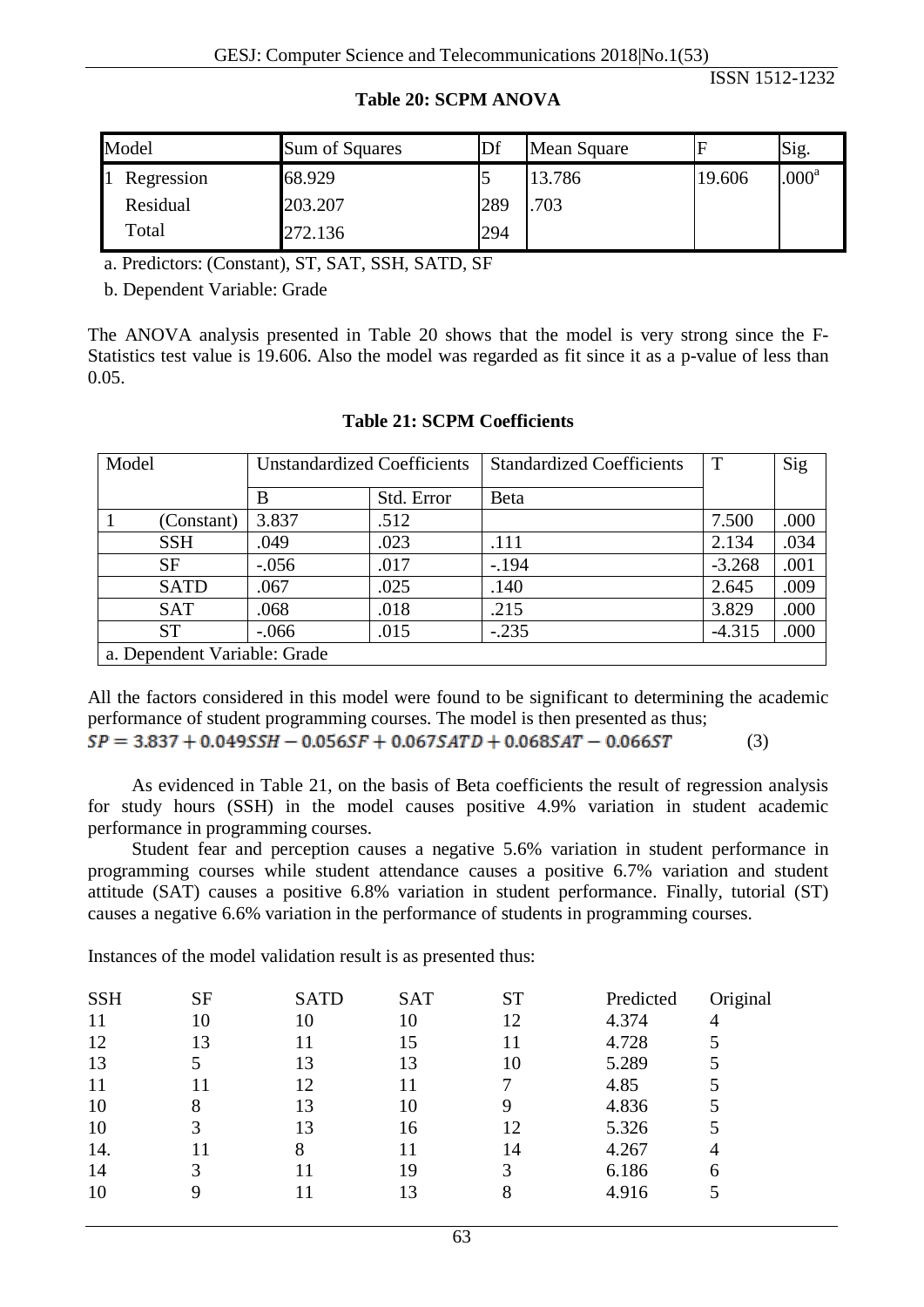**Table 20: SCPM ANOVA**

| Model | | Sum of Squares | Df | Mean Square | F | Sig. |
|---|---|---|---|---|---|---|
| 1 | Regression | 68.929 | 5 | 13.786 | 19.606 | .000[a] |
| | Residual | 203.207 | 289 | .703 | | |
| | Total | 272.136 | 294 | | | |

a. Predictors: (Constant), ST, SAT, SSH, SATD, SF

b. Dependent Variable: Grade

The ANOVA analysis presented in Table 20 shows that the model is very strong since the F-Statistics test value is 19.606. Also the model was regarded as fit since it as a p-value of less than 0.05.

**Table 21: SCPM Coefficients**

| Model | | Unstandardized Coefficients | | Standardized Coefficients | T | Sig |
|---|---|---|---|---|---|---|
| | | B | Std. Error | Beta | | |
| 1 | (Constant) | 3.837 | .512 | | 7.500 | .000 |
| | SSH | .049 | .023 | .111 | 2.134 | .034 |
| | SF | -.056 | .017 | -.194 | -3.268 | .001 |
| | SATD | .067 | .025 | .140 | 2.645 | .009 |
| | SAT | .068 | .018 | .215 | 3.829 | .000 |
| | ST | -.066 | .015 | -.235 | -4.315 | .000 |

a. Dependent Variable: Grade

All the factors considered in this model were found to be significant to determining the academic performance of student programming courses. The model is then presented as thus;

$$SP = 3.837 + 0.049SSH - 0.056SF + 0.067SATD + 0.068SAT - 0.066ST \tag{3}$$

As evidenced in Table 21, on the basis of Beta coefficients the result of regression analysis for study hours (SSH) in the model causes positive 4.9% variation in student academic performance in programming courses.

Student fear and perception causes a negative 5.6% variation in student performance in programming courses while student attendance causes a positive 6.7% variation and student attitude (SAT) causes a positive 6.8% variation in student performance. Finally, tutorial (ST) causes a negative 6.6% variation in the performance of students in programming courses.

Instances of the model validation result is as presented thus:

| SSH | SF | SATD | SAT | ST | Predicted | Original |
|---|---|---|---|---|---|---|
| 11 | 10 | 10 | 10 | 12 | 4.374 | 4 |
| 12 | 13 | 11 | 15 | 11 | 4.728 | 5 |
| 13 | 5 | 13 | 13 | 10 | 5.289 | 5 |
| 11 | 11 | 12 | 11 | 7 | 4.85 | 5 |
| 10 | 8 | 13 | 10 | 9 | 4.836 | 5 |
| 10 | 3 | 13 | 16 | 12 | 5.326 | 5 |
| 14. | 11 | 8 | 11 | 14 | 4.267 | 4 |
| 14 | 3 | 11 | 19 | 3 | 6.186 | 6 |
| 10 | 9 | 11 | 13 | 8 | 4.916 | 5 |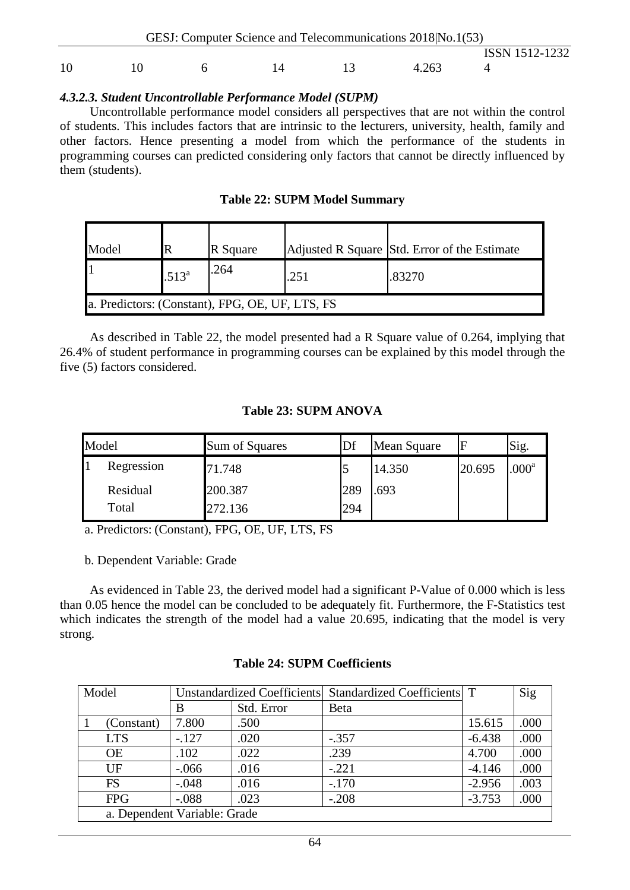| 10 | 10 | 6 | 14 | 13 | 4.263 | 4 |
|---|---|---|---|---|---|---|

#### *4.3.2.3. Student Uncontrollable Performance Model (SUPM)*

Uncontrollable performance model considers all perspectives that are not within the control of students. This includes factors that are intrinsic to the lecturers, university, health, family and other factors. Hence presenting a model from which the performance of the students in programming courses can predicted considering only factors that cannot be directly influenced by them (students).

**Table 22: SUPM Model Summary**

| Model | R | R Square | Adjusted R Square | Std. Error of the Estimate |
|---|---|---|---|---|
| 1 | .513[a] | .264 | .251 | .83270 |
| a. Predictors: (Constant), FPG, OE, UF, LTS, FS | | | | |

As described in Table 22, the model presented had a R Square value of 0.264, implying that 26.4% of student performance in programming courses can be explained by this model through the five (5) factors considered.

**Table 23: SUPM ANOVA**

| Model | | Sum of Squares | Df | Mean Square | F | Sig. |
|---|---|---|---|---|---|---|
| 1 | Regression | 71.748 | 5 | 14.350 | 20.695 | .000[a] |
| | Residual | 200.387 | 289 | .693 | | |
| | Total | 272.136 | 294 | | | |

a. Predictors: (Constant), FPG, OE, UF, LTS, FS

b. Dependent Variable: Grade

As evidenced in Table 23, the derived model had a significant P-Value of 0.000 which is less than 0.05 hence the model can be concluded to be adequately fit. Furthermore, the F-Statistics test which indicates the strength of the model had a value 20.695, indicating that the model is very strong.

**Table 24: SUPM Coefficients**

| Model | | Unstandardized Coefficients | | Standardized Coefficients | T | Sig |
|---|---|---|---|---|---|---|
| | | B | Std. Error | Beta | | |
| 1 | (Constant) | 7.800 | .500 | | 15.615 | .000 |
| | LTS | -.127 | .020 | -.357 | -6.438 | .000 |
| | OE | .102 | .022 | .239 | 4.700 | .000 |
| | UF | -.066 | .016 | -.221 | -4.146 | .000 |
| | FS | -.048 | .016 | -.170 | -2.956 | .003 |
| | FPG | -.088 | .023 | -.208 | -3.753 | .000 |
| | a. Dependent Variable: Grade | | | | | |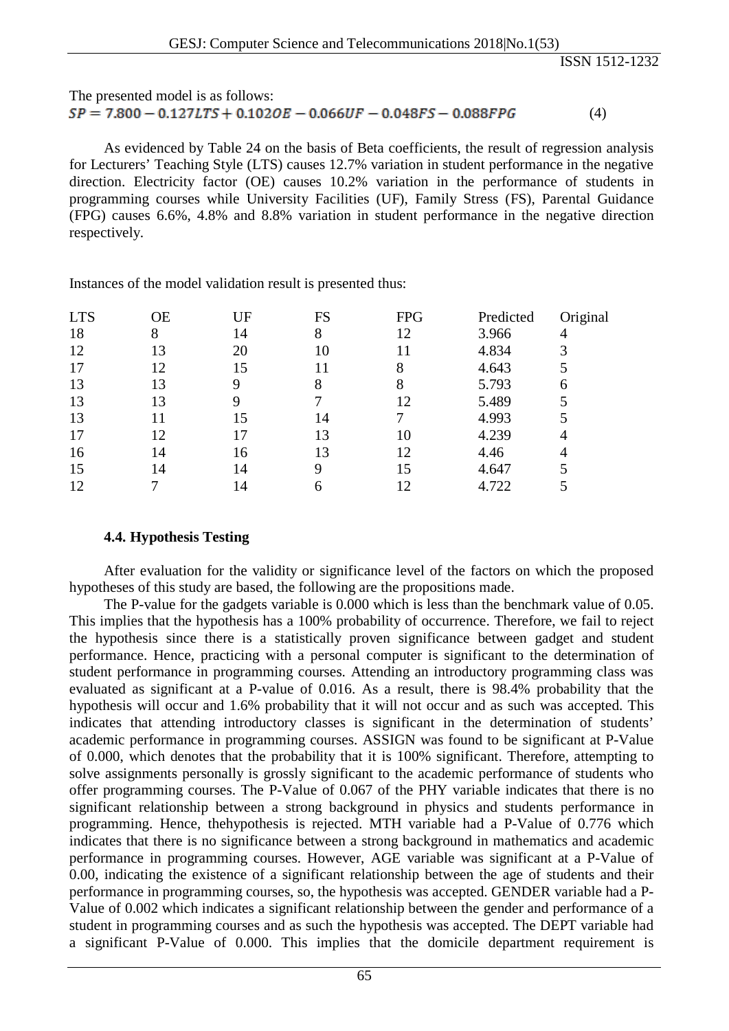The presented model is as follows:

$$SP = 7.800 - 0.127LTS + 0.102OE - 0.066UF - 0.048FS - 0.088FPG \quad (4)$$

As evidenced by Table 24 on the basis of Beta coefficients, the result of regression analysis for Lecturers' Teaching Style (LTS) causes 12.7% variation in student performance in the negative direction. Electricity factor (OE) causes 10.2% variation in the performance of students in programming courses while University Facilities (UF), Family Stress (FS), Parental Guidance (FPG) causes 6.6%, 4.8% and 8.8% variation in student performance in the negative direction respectively.

Instances of the model validation result is presented thus:

| LTS | OE | UF | FS | FPG | Predicted | Original |
|---|---|---|---|---|---|---|
| 18 | 8 | 14 | 8 | 12 | 3.966 | 4 |
| 12 | 13 | 20 | 10 | 11 | 4.834 | 3 |
| 17 | 12 | 15 | 11 | 8 | 4.643 | 5 |
| 13 | 13 | 9 | 8 | 8 | 5.793 | 6 |
| 13 | 13 | 9 | 7 | 12 | 5.489 | 5 |
| 13 | 11 | 15 | 14 | 7 | 4.993 | 5 |
| 17 | 12 | 17 | 13 | 10 | 4.239 | 4 |
| 16 | 14 | 16 | 13 | 12 | 4.46 | 4 |
| 15 | 14 | 14 | 9 | 15 | 4.647 | 5 |
| 12 | 7 | 14 | 6 | 12 | 4.722 | 5 |

### 4.4. Hypothesis Testing

After evaluation for the validity or significance level of the factors on which the proposed hypotheses of this study are based, the following are the propositions made.

The P-value for the gadgets variable is 0.000 which is less than the benchmark value of 0.05. This implies that the hypothesis has a 100% probability of occurrence. Therefore, we fail to reject the hypothesis since there is a statistically proven significance between gadget and student performance. Hence, practicing with a personal computer is significant to the determination of student performance in programming courses. Attending an introductory programming class was evaluated as significant at a P-value of 0.016. As a result, there is 98.4% probability that the hypothesis will occur and 1.6% probability that it will not occur and as such was accepted. This indicates that attending introductory classes is significant in the determination of students' academic performance in programming courses. ASSIGN was found to be significant at P-Value of 0.000, which denotes that the probability that it is 100% significant. Therefore, attempting to solve assignments personally is grossly significant to the academic performance of students who offer programming courses. The P-Value of 0.067 of the PHY variable indicates that there is no significant relationship between a strong background in physics and students performance in programming. Hence, thehypothesis is rejected. MTH variable had a P-Value of 0.776 which indicates that there is no significance between a strong background in mathematics and academic performance in programming courses. However, AGE variable was significant at a P-Value of 0.00, indicating the existence of a significant relationship between the age of students and their performance in programming courses, so, the hypothesis was accepted. GENDER variable had a P-Value of 0.002 which indicates a significant relationship between the gender and performance of a student in programming courses and as such the hypothesis was accepted. The DEPT variable had a significant P-Value of 0.000. This implies that the domicile department requirement is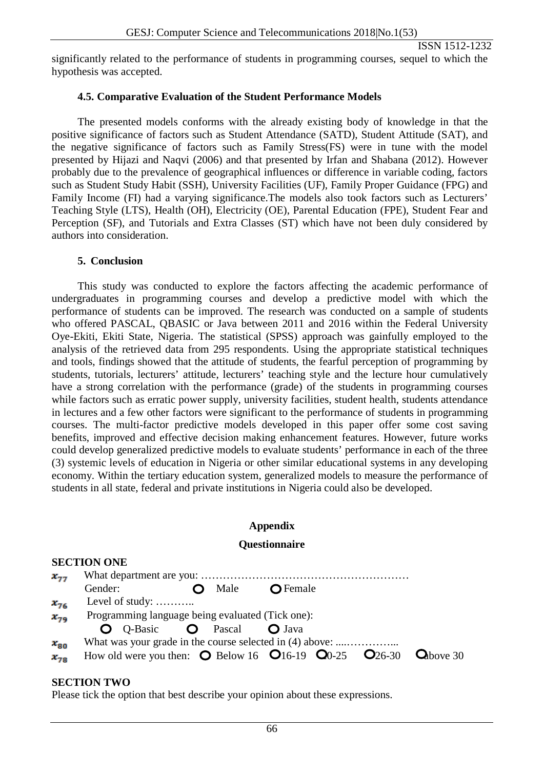significantly related to the performance of students in programming courses, sequel to which the hypothesis was accepted.

### 4.5. Comparative Evaluation of the Student Performance Models

The presented models conforms with the already existing body of knowledge in that the positive significance of factors such as Student Attendance (SATD), Student Attitude (SAT), and the negative significance of factors such as Family Stress(FS) were in tune with the model presented by Hijazi and Naqvi (2006) and that presented by Irfan and Shabana (2012). However probably due to the prevalence of geographical influences or difference in variable coding, factors such as Student Study Habit (SSH), University Facilities (UF), Family Proper Guidance (FPG) and Family Income (FI) had a varying significance.The models also took factors such as Lecturers' Teaching Style (LTS), Health (OH), Electricity (OE), Parental Education (FPE), Student Fear and Perception (SF), and Tutorials and Extra Classes (ST) which have not been duly considered by authors into consideration.

## 5. Conclusion

This study was conducted to explore the factors affecting the academic performance of undergraduates in programming courses and develop a predictive model with which the performance of students can be improved. The research was conducted on a sample of students who offered PASCAL, QBASIC or Java between 2011 and 2016 within the Federal University Oye-Ekiti, Ekiti State, Nigeria. The statistical (SPSS) approach was gainfully employed to the analysis of the retrieved data from 295 respondents. Using the appropriate statistical techniques and tools, findings showed that the attitude of students, the fearful perception of programming by students, tutorials, lecturers' attitude, lecturers' teaching style and the lecture hour cumulatively have a strong correlation with the performance (grade) of the students in programming courses while factors such as erratic power supply, university facilities, student health, students attendance in lectures and a few other factors were significant to the performance of students in programming courses. The multi-factor predictive models developed in this paper offer some cost saving benefits, improved and effective decision making enhancement features. However, future works could develop generalized predictive models to evaluate students' performance in each of the three (3) systemic levels of education in Nigeria or other similar educational systems in any developing economy. Within the tertiary education system, generalized models to measure the performance of students in all state, federal and private institutions in Nigeria could also be developed.

## Appendix

### Questionnaire

**SECTION ONE**

$x_{77}$ What department are you: …………………………………………………

Gender: ○ Male ○ Female

$x_{76}$ Level of study: ………..

$x_{79}$ Programming language being evaluated (Tick one):

○ Q-Basic ○ Pascal ○ Java

$x_{80}$ What was your grade in the course selected in (4) above: ....…………...

$x_{78}$ How old were you then: ○ Below 16 ○ 16-19 ○ 20-25 ○ 26-30 ○ above 30

**SECTION TWO**

Please tick the option that best describe your opinion about these expressions.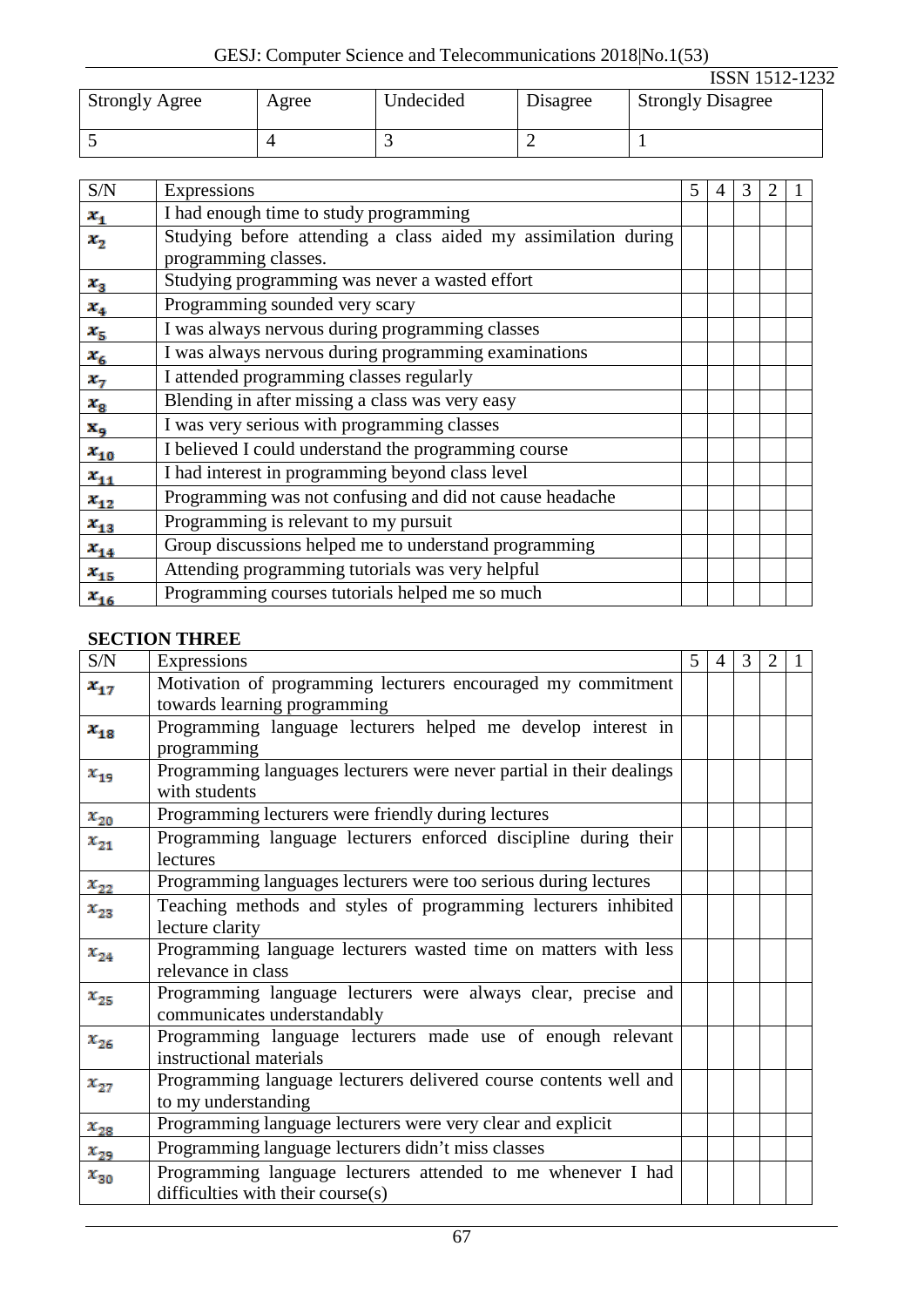| Strongly Agree | Agree | Undecided | Disagree | Strongly Disagree |
|---|---|---|---|---|
| 5 | 4 | 3 | 2 | 1 |

| S/N | Expressions | 5 | 4 | 3 | 2 | 1 |
|---|---|---|---|---|---|---|
| $x_1$ | I had enough time to study programming | | | | | |
| $x_2$ | Studying before attending a class aided my assimilation during programming classes. | | | | | |
| $x_3$ | Studying programming was never a wasted effort | | | | | |
| $x_4$ | Programming sounded very scary | | | | | |
| $x_5$ | I was always nervous during programming classes | | | | | |
| $x_6$ | I was always nervous during programming examinations | | | | | |
| $x_7$ | I attended programming classes regularly | | | | | |
| $x_8$ | Blending in after missing a class was very easy | | | | | |
| $x_9$ | I was very serious with programming classes | | | | | |
| $x_{10}$ | I believed I could understand the programming course | | | | | |
| $x_{11}$ | I had interest in programming beyond class level | | | | | |
| $x_{12}$ | Programming was not confusing and did not cause headache | | | | | |
| $x_{13}$ | Programming is relevant to my pursuit | | | | | |
| $x_{14}$ | Group discussions helped me to understand programming | | | | | |
| $x_{15}$ | Attending programming tutorials was very helpful | | | | | |
| $x_{16}$ | Programming courses tutorials helped me so much | | | | | |

**SECTION THREE**

| S/N | Expressions | 5 | 4 | 3 | 2 | 1 |
|---|---|---|---|---|---|---|
| $x_{17}$ | Motivation of programming lecturers encouraged my commitment towards learning programming | | | | | |
| $x_{18}$ | Programming language lecturers helped me develop interest in programming | | | | | |
| $x_{19}$ | Programming languages lecturers were never partial in their dealings with students | | | | | |
| $x_{20}$ | Programming lecturers were friendly during lectures | | | | | |
| $x_{21}$ | Programming language lecturers enforced discipline during their lectures | | | | | |
| $x_{22}$ | Programming languages lecturers were too serious during lectures | | | | | |
| $x_{23}$ | Teaching methods and styles of programming lecturers inhibited lecture clarity | | | | | |
| $x_{24}$ | Programming language lecturers wasted time on matters with less relevance in class | | | | | |
| $x_{25}$ | Programming language lecturers were always clear, precise and communicates understandably | | | | | |
| $x_{26}$ | Programming language lecturers made use of enough relevant instructional materials | | | | | |
| $x_{27}$ | Programming language lecturers delivered course contents well and to my understanding | | | | | |
| $x_{28}$ | Programming language lecturers were very clear and explicit | | | | | |
| $x_{29}$ | Programming language lecturers didn't miss classes | | | | | |
| $x_{30}$ | Programming language lecturers attended to me whenever I had difficulties with their course(s) | | | | | |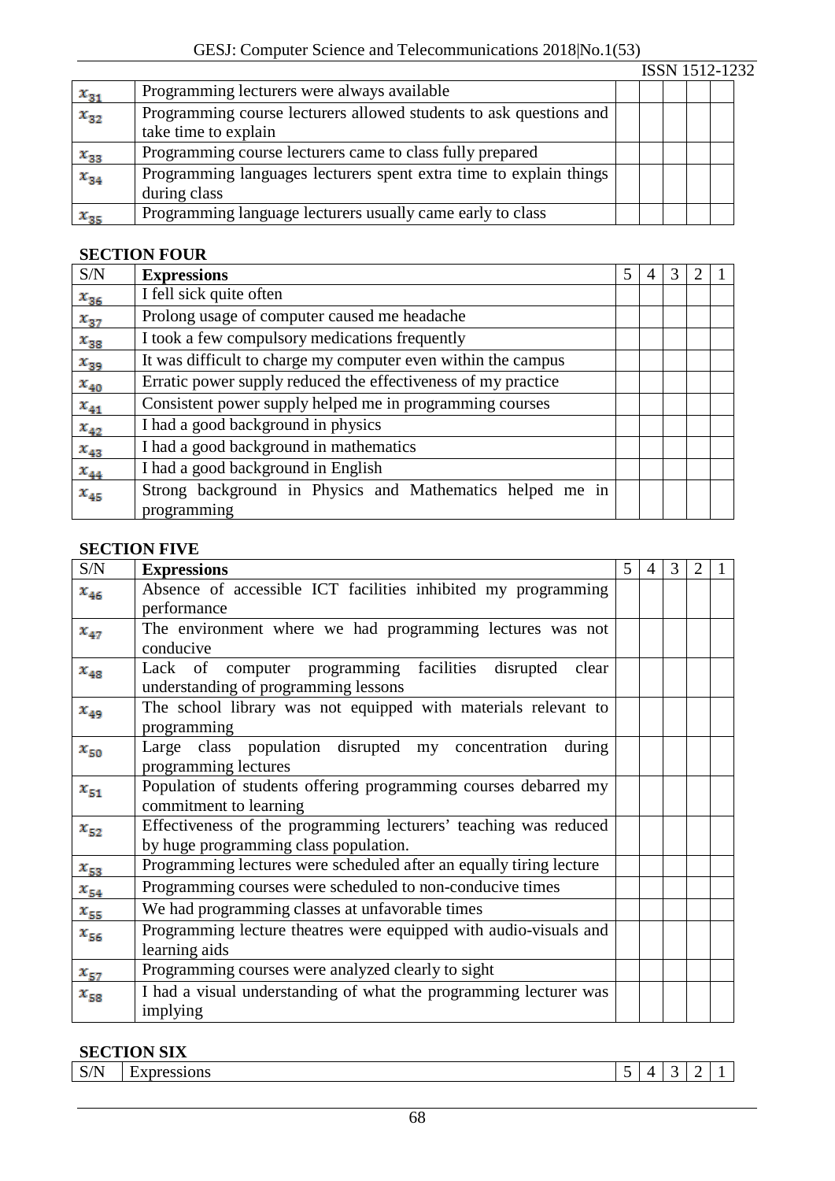| | | | | | | |
|---|---|---|---|---|---|---|
| $x_{31}$ | Programming lecturers were always available | | | | | |
| $x_{32}$ | Programming course lecturers allowed students to ask questions and take time to explain | | | | | |
| $x_{33}$ | Programming course lecturers came to class fully prepared | | | | | |
| $x_{34}$ | Programming languages lecturers spent extra time to explain things during class | | | | | |
| $x_{35}$ | Programming language lecturers usually came early to class | | | | | |

**SECTION FOUR**

| S/N | **Expressions** | 5 | 4 | 3 | 2 | 1 |
|---|---|---|---|---|---|---|
| $x_{36}$ | I fell sick quite often | | | | | |
| $x_{37}$ | Prolong usage of computer caused me headache | | | | | |
| $x_{38}$ | I took a few compulsory medications frequently | | | | | |
| $x_{39}$ | It was difficult to charge my computer even within the campus | | | | | |
| $x_{40}$ | Erratic power supply reduced the effectiveness of my practice | | | | | |
| $x_{41}$ | Consistent power supply helped me in programming courses | | | | | |
| $x_{42}$ | I had a good background in physics | | | | | |
| $x_{43}$ | I had a good background in mathematics | | | | | |
| $x_{44}$ | I had a good background in English | | | | | |
| $x_{45}$ | Strong background in Physics and Mathematics helped me in programming | | | | | |

**SECTION FIVE**

| S/N | **Expressions** | 5 | 4 | 3 | 2 | 1 |
|---|---|---|---|---|---|---|
| $x_{46}$ | Absence of accessible ICT facilities inhibited my programming performance | | | | | |
| $x_{47}$ | The environment where we had programming lectures was not conducive | | | | | |
| $x_{48}$ | Lack of computer programming facilities disrupted clear understanding of programming lessons | | | | | |
| $x_{49}$ | The school library was not equipped with materials relevant to programming | | | | | |
| $x_{50}$ | Large class population disrupted my concentration during programming lectures | | | | | |
| $x_{51}$ | Population of students offering programming courses debarred my commitment to learning | | | | | |
| $x_{52}$ | Effectiveness of the programming lecturers' teaching was reduced by huge programming class population. | | | | | |
| $x_{53}$ | Programming lectures were scheduled after an equally tiring lecture | | | | | |
| $x_{54}$ | Programming courses were scheduled to non-conducive times | | | | | |
| $x_{55}$ | We had programming classes at unfavorable times | | | | | |
| $x_{56}$ | Programming lecture theatres were equipped with audio-visuals and learning aids | | | | | |
| $x_{57}$ | Programming courses were analyzed clearly to sight | | | | | |
| $x_{58}$ | I had a visual understanding of what the programming lecturer was implying | | | | | |

**SECTION SIX**

| S/N | Expressions | 5 | 4 | 3 | 2 | 1 |
|---|---|---|---|---|---|---|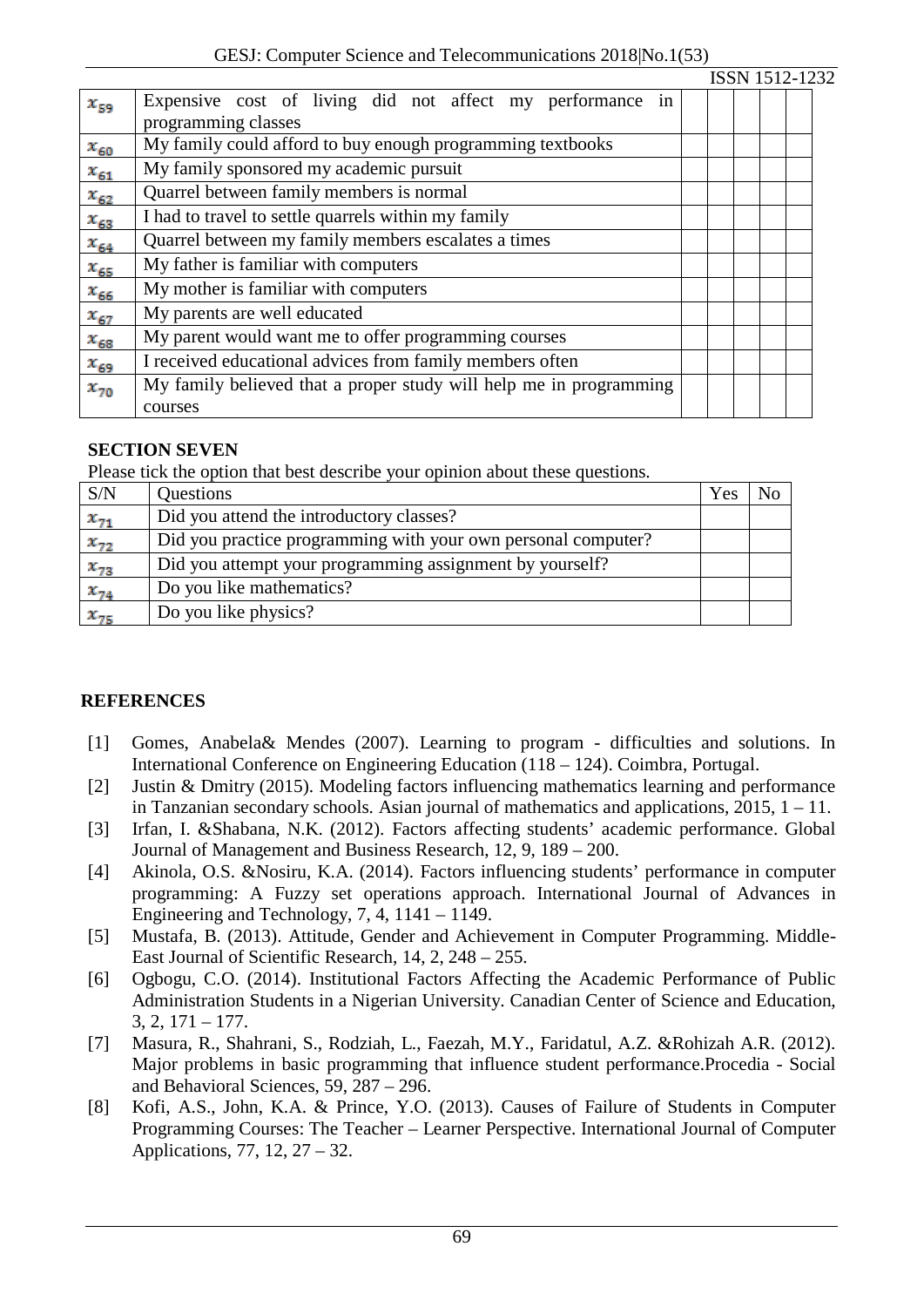| | | | | | | |
|---|---|---|---|---|---|---|
| $x_{59}$ | Expensive cost of living did not affect my performance in programming classes | | | | | |
| $x_{60}$ | My family could afford to buy enough programming textbooks | | | | | |
| $x_{61}$ | My family sponsored my academic pursuit | | | | | |
| $x_{62}$ | Quarrel between family members is normal | | | | | |
| $x_{63}$ | I had to travel to settle quarrels within my family | | | | | |
| $x_{64}$ | Quarrel between my family members escalates a times | | | | | |
| $x_{65}$ | My father is familiar with computers | | | | | |
| $x_{66}$ | My mother is familiar with computers | | | | | |
| $x_{67}$ | My parents are well educated | | | | | |
| $x_{68}$ | My parent would want me to offer programming courses | | | | | |
| $x_{69}$ | I received educational advices from family members often | | | | | |
| $x_{70}$ | My family believed that a proper study will help me in programming courses | | | | | |

**SECTION SEVEN**

Please tick the option that best describe your opinion about these questions.

| S/N | Questions | Yes | No |
|---|---|---|---|
| $x_{71}$ | Did you attend the introductory classes? | | |
| $x_{72}$ | Did you practice programming with your own personal computer? | | |
| $x_{73}$ | Did you attempt your programming assignment by yourself? | | |
| $x_{74}$ | Do you like mathematics? | | |
| $x_{75}$ | Do you like physics? | | |

## REFERENCES

[1] Gomes, Anabela& Mendes (2007). Learning to program - difficulties and solutions. In International Conference on Engineering Education (118 – 124). Coimbra, Portugal.

[2] Justin & Dmitry (2015). Modeling factors influencing mathematics learning and performance in Tanzanian secondary schools. Asian journal of mathematics and applications, 2015, 1 – 11.

[3] Irfan, I. &Shabana, N.K. (2012). Factors affecting students' academic performance. Global Journal of Management and Business Research, 12, 9, 189 – 200.

[4] Akinola, O.S. &Nosiru, K.A. (2014). Factors influencing students' performance in computer programming: A Fuzzy set operations approach. International Journal of Advances in Engineering and Technology, 7, 4, 1141 – 1149.

[5] Mustafa, B. (2013). Attitude, Gender and Achievement in Computer Programming. Middle-East Journal of Scientific Research, 14, 2, 248 – 255.

[6] Ogbogu, C.O. (2014). Institutional Factors Affecting the Academic Performance of Public Administration Students in a Nigerian University. Canadian Center of Science and Education, 3, 2, 171 – 177.

[7] Masura, R., Shahrani, S., Rodziah, L., Faezah, M.Y., Faridatul, A.Z. &Rohizah A.R. (2012). Major problems in basic programming that influence student performance.Procedia - Social and Behavioral Sciences, 59, 287 – 296.

[8] Kofi, A.S., John, K.A. & Prince, Y.O. (2013). Causes of Failure of Students in Computer Programming Courses: The Teacher – Learner Perspective. International Journal of Computer Applications, 77, 12, 27 – 32.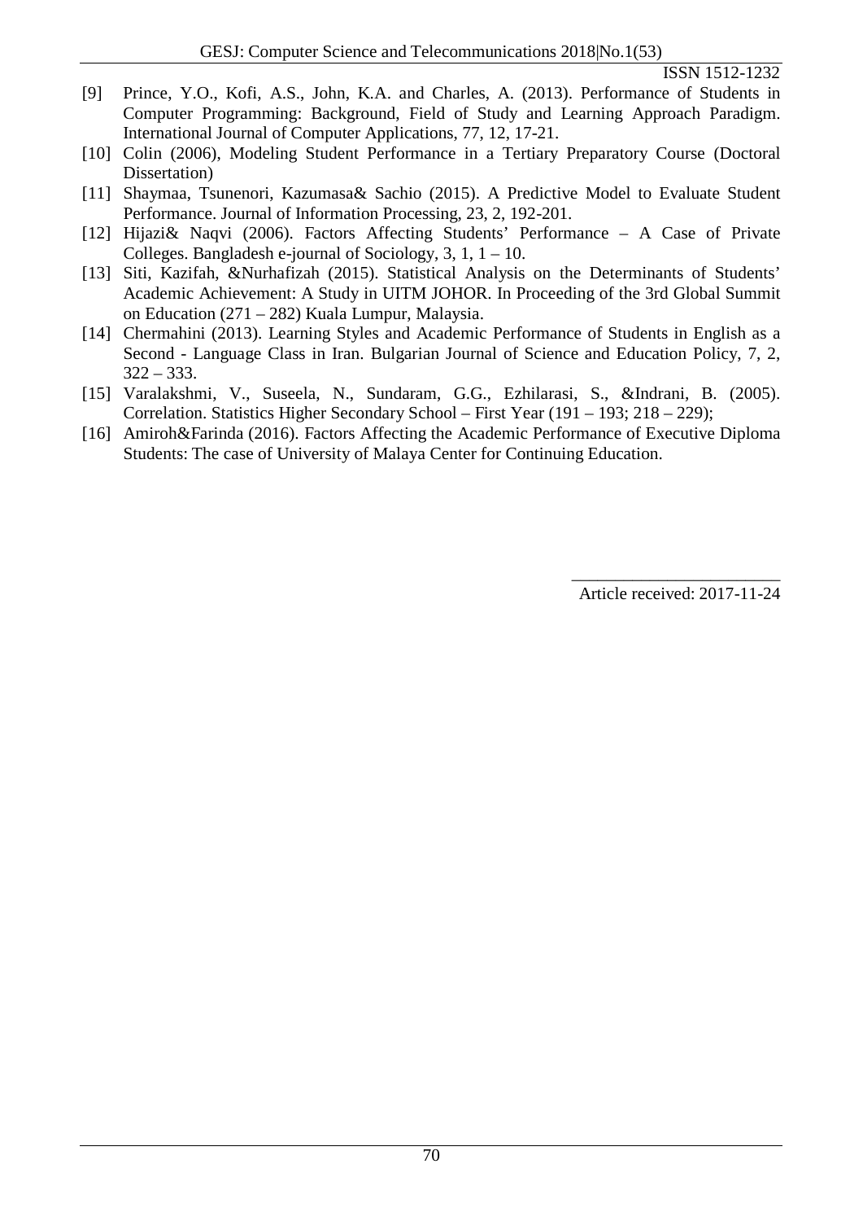[9] Prince, Y.O., Kofi, A.S., John, K.A. and Charles, A. (2013). Performance of Students in Computer Programming: Background, Field of Study and Learning Approach Paradigm. International Journal of Computer Applications, 77, 12, 17-21.

[10] Colin (2006), Modeling Student Performance in a Tertiary Preparatory Course (Doctoral Dissertation)

[11] Shaymaa, Tsunenori, Kazumasa& Sachio (2015). A Predictive Model to Evaluate Student Performance. Journal of Information Processing, 23, 2, 192-201.

[12] Hijazi& Naqvi (2006). Factors Affecting Students' Performance – A Case of Private Colleges. Bangladesh e-journal of Sociology, 3, 1, 1 – 10.

[13] Siti, Kazifah, &Nurhafizah (2015). Statistical Analysis on the Determinants of Students' Academic Achievement: A Study in UITM JOHOR. In Proceeding of the 3rd Global Summit on Education (271 – 282) Kuala Lumpur, Malaysia.

[14] Chermahini (2013). Learning Styles and Academic Performance of Students in English as a Second - Language Class in Iran. Bulgarian Journal of Science and Education Policy, 7, 2, 322 – 333.

[15] Varalakshmi, V., Suseela, N., Sundaram, G.G., Ezhilarasi, S., &Indrani, B. (2005). Correlation. Statistics Higher Secondary School – First Year (191 – 193; 218 – 229);

[16] Amiroh&Farinda (2016). Factors Affecting the Academic Performance of Executive Diploma Students: The case of University of Malaya Center for Continuing Education.

Article received: 2017-11-24